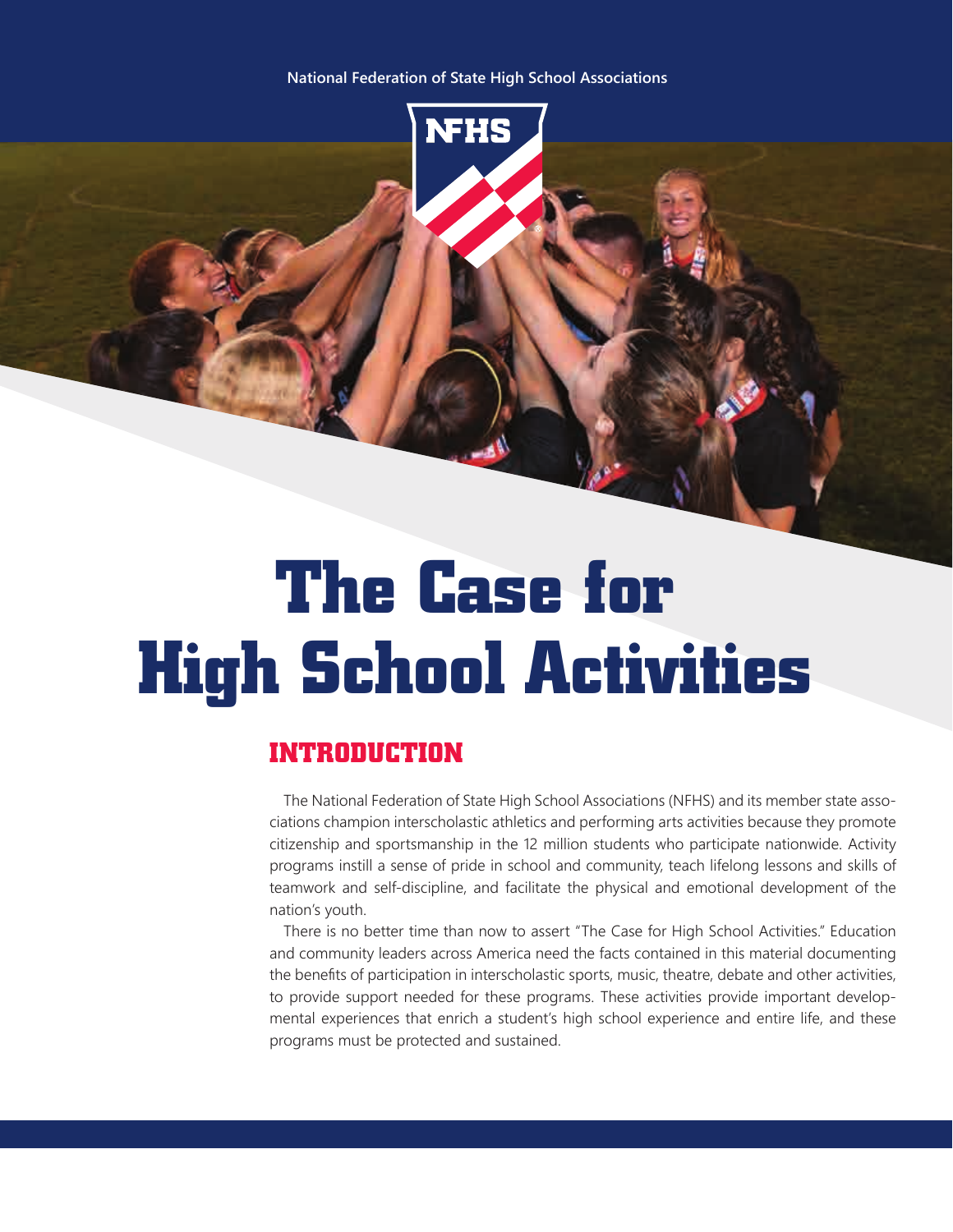National Federation of State High School Associations

# The Case for High School Activities

## INTRODUCTION

The National Federation of State High School Associations (NFHS) and its member state associations champion interscholastic athletics and performing arts activities because they promote citizenship and sportsmanship in the 12 million students who participate nationwide. Activity programs instill a sense of pride in school and community, teach lifelong lessons and skills of teamwork and self-discipline, and facilitate the physical and emotional development of the nation's youth.

There is no better time than now to assert "The Case for High School Activities." Education and community leaders across America need the facts contained in this material documenting the benefits of participation in interscholastic sports, music, theatre, debate and other activities, to provide support needed for these programs. These activities provide important developmental experiences that enrich a student's high school experience and entire life, and these programs must be protected and sustained.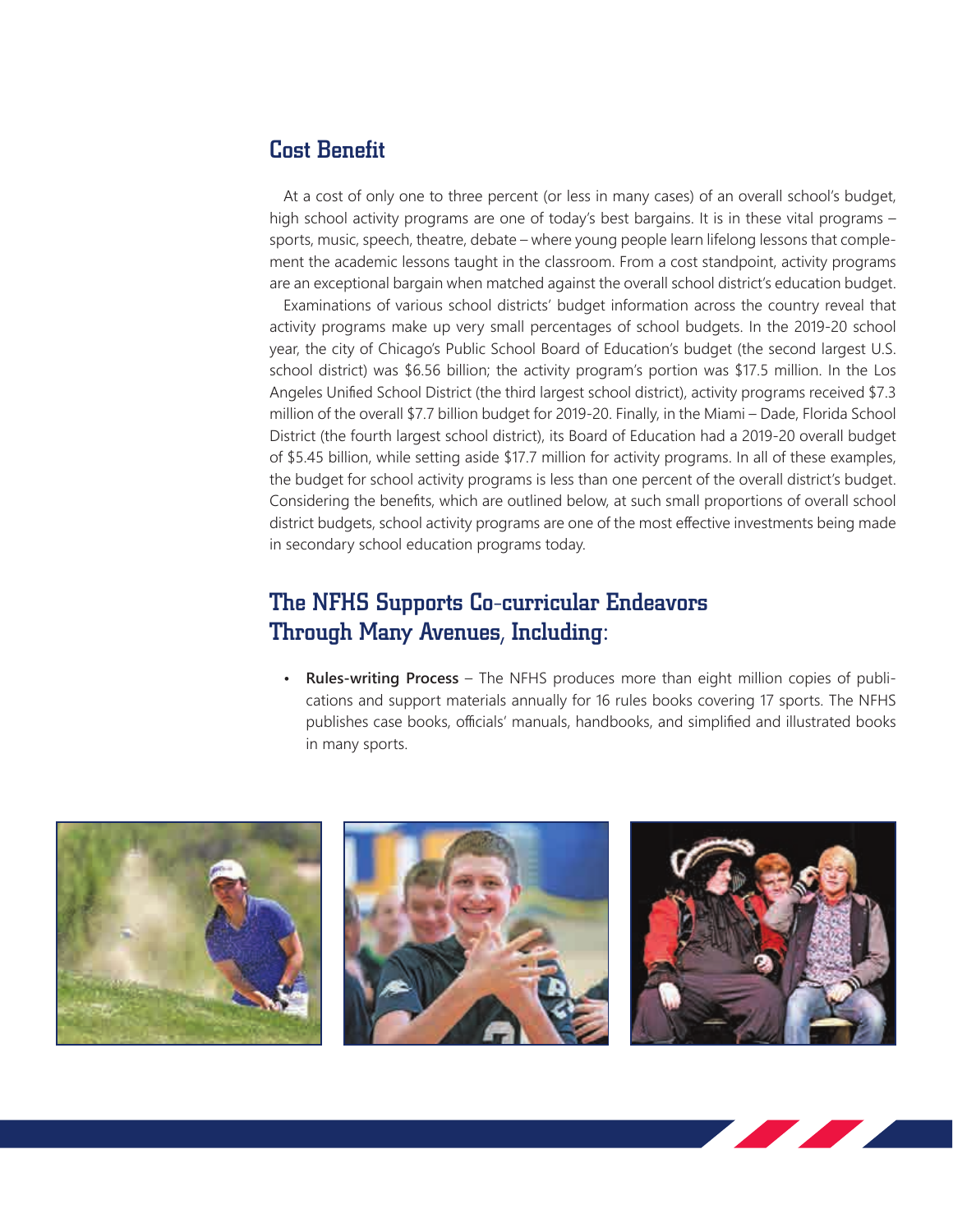## Cost Benefit

At a cost of only one to three percent (or less in many cases) of an overall school's budget, high school activity programs are one of today's best bargains. It is in these vital programs – sports, music, speech, theatre, debate – where young people learn lifelong lessons that complement the academic lessons taught in the classroom. From a cost standpoint, activity programs are an exceptional bargain when matched against the overall school district's education budget.

Examinations of various school districts' budget information across the country reveal that activity programs make up very small percentages of school budgets. In the 2019-20 school year, the city of Chicago's Public School Board of Education's budget (the second largest U.S. school district) was $6.56 billion; the activity program's portion was $17.5 million. In the Los Angeles Unified School District (the third largest school district), activity programs received $7.3 million of the overall $7.7 billion budget for 2019-20. Finally, in the Miami – Dade, Florida School District (the fourth largest school district), its Board of Education had a 2019-20 overall budget of $5.45 billion, while setting aside $17.7 million for activity programs. In all of these examples, the budget for school activity programs is less than one percent of the overall district's budget. Considering the benefits, which are outlined below, at such small proportions of overall school district budgets, school activity programs are one of the most effective investments being made in secondary school education programs today.

## The NFHS Supports Co-curricular Endeavors Through Many Avenues, Including:

- **Rules-writing Process** – The NFHS produces more than eight million copies of publications and support materials annually for 16 rules books covering 17 sports. The NFHS publishes case books, officials' manuals, handbooks, and simplified and illustrated books in many sports.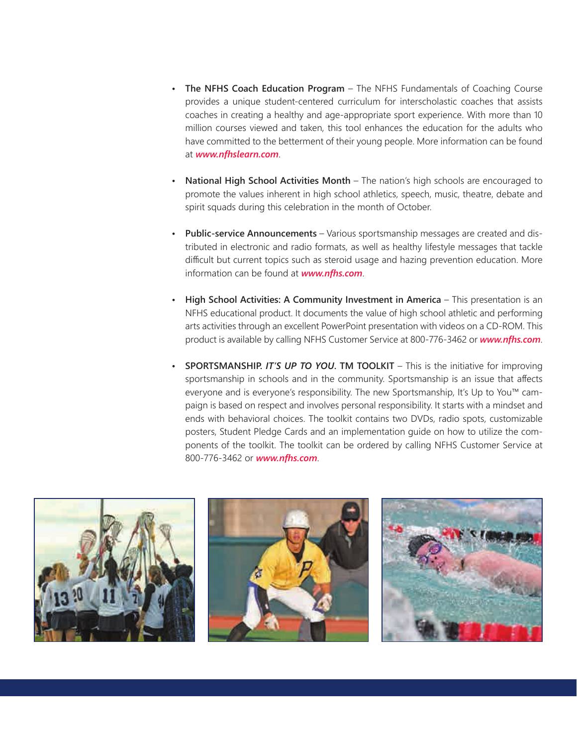- **The NFHS Coach Education Program** – The NFHS Fundamentals of Coaching Course provides a unique student-centered curriculum for interscholastic coaches that assists coaches in creating a healthy and age-appropriate sport experience. With more than 10 million courses viewed and taken, this tool enhances the education for the adults who have committed to the betterment of their young people. More information can be found at ***www.nfhslearn.com***.

- **National High School Activities Month** – The nation's high schools are encouraged to promote the values inherent in high school athletics, speech, music, theatre, debate and spirit squads during this celebration in the month of October.

- **Public-service Announcements** – Various sportsmanship messages are created and distributed in electronic and radio formats, as well as healthy lifestyle messages that tackle difficult but current topics such as steroid usage and hazing prevention education. More information can be found at ***www.nfhs.com***.

- **High School Activities: A Community Investment in America** – This presentation is an NFHS educational product. It documents the value of high school athletic and performing arts activities through an excellent PowerPoint presentation with videos on a CD-ROM. This product is available by calling NFHS Customer Service at 800-776-3462 or ***www.nfhs.com***.

- **SPORTSMANSHIP. *IT'S UP TO YOU*. TM TOOLKIT** – This is the initiative for improving sportsmanship in schools and in the community. Sportsmanship is an issue that affects everyone and is everyone's responsibility. The new Sportsmanship, It's Up to You™ campaign is based on respect and involves personal responsibility. It starts with a mindset and ends with behavioral choices. The toolkit contains two DVDs, radio spots, customizable posters, Student Pledge Cards and an implementation guide on how to utilize the components of the toolkit. The toolkit can be ordered by calling NFHS Customer Service at 800-776-3462 or ***www.nfhs.com***.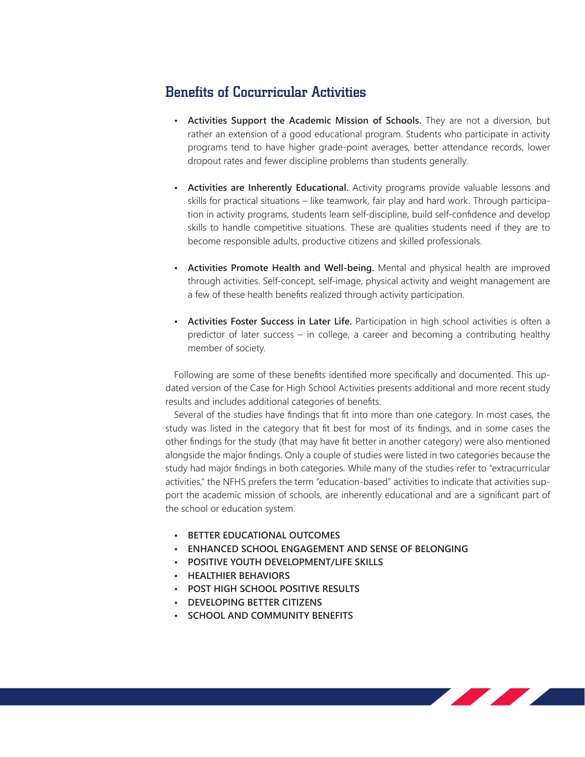## Benefits of Cocurricular Activities

- **Activities Support the Academic Mission of Schools.** They are not a diversion, but rather an extension of a good educational program. Students who participate in activity programs tend to have higher grade-point averages, better attendance records, lower dropout rates and fewer discipline problems than students generally.

- **Activities are Inherently Educational.** Activity programs provide valuable lessons and skills for practical situations – like teamwork, fair play and hard work. Through participation in activity programs, students learn self-discipline, build self-confidence and develop skills to handle competitive situations. These are qualities students need if they are to become responsible adults, productive citizens and skilled professionals.

- **Activities Promote Health and Well-being.** Mental and physical health are improved through activities. Self-concept, self-image, physical activity and weight management are a few of these health benefits realized through activity participation.

- **Activities Foster Success in Later Life.** Participation in high school activities is often a predictor of later success – in college, a career and becoming a contributing healthy member of society.

Following are some of these benefits identified more specifically and documented. This updated version of the Case for High School Activities presents additional and more recent study results and includes additional categories of benefits.

Several of the studies have findings that fit into more than one category. In most cases, the study was listed in the category that fit best for most of its findings, and in some cases the other findings for the study (that may have fit better in another category) were also mentioned alongside the major findings. Only a couple of studies were listed in two categories because the study had major findings in both categories. While many of the studies refer to "extracurricular activities," the NFHS prefers the term "education-based" activities to indicate that activities support the academic mission of schools, are inherently educational and are a significant part of the school or education system.

- **BETTER EDUCATIONAL OUTCOMES**
- **ENHANCED SCHOOL ENGAGEMENT AND SENSE OF BELONGING**
- **POSITIVE YOUTH DEVELOPMENT/LIFE SKILLS**
- **HEALTHIER BEHAVIORS**
- **POST HIGH SCHOOL POSITIVE RESULTS**
- **DEVELOPING BETTER CITIZENS**
- **SCHOOL AND COMMUNITY BENEFITS**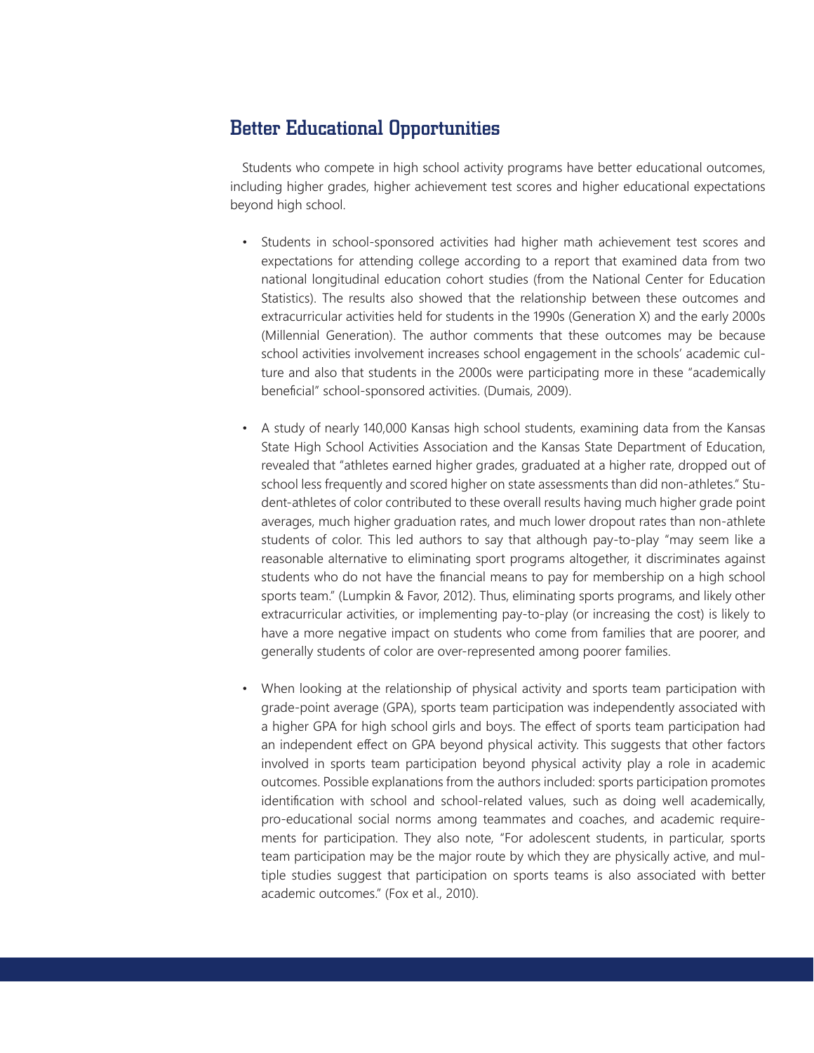## Better Educational Opportunities

Students who compete in high school activity programs have better educational outcomes, including higher grades, higher achievement test scores and higher educational expectations beyond high school.

- Students in school-sponsored activities had higher math achievement test scores and expectations for attending college according to a report that examined data from two national longitudinal education cohort studies (from the National Center for Education Statistics). The results also showed that the relationship between these outcomes and extracurricular activities held for students in the 1990s (Generation X) and the early 2000s (Millennial Generation). The author comments that these outcomes may be because school activities involvement increases school engagement in the schools' academic culture and also that students in the 2000s were participating more in these "academically beneficial" school-sponsored activities. (Dumais, 2009).

- A study of nearly 140,000 Kansas high school students, examining data from the Kansas State High School Activities Association and the Kansas State Department of Education, revealed that "athletes earned higher grades, graduated at a higher rate, dropped out of school less frequently and scored higher on state assessments than did non-athletes." Student-athletes of color contributed to these overall results having much higher grade point averages, much higher graduation rates, and much lower dropout rates than non-athlete students of color. This led authors to say that although pay-to-play "may seem like a reasonable alternative to eliminating sport programs altogether, it discriminates against students who do not have the financial means to pay for membership on a high school sports team." (Lumpkin & Favor, 2012). Thus, eliminating sports programs, and likely other extracurricular activities, or implementing pay-to-play (or increasing the cost) is likely to have a more negative impact on students who come from families that are poorer, and generally students of color are over-represented among poorer families.

- When looking at the relationship of physical activity and sports team participation with grade-point average (GPA), sports team participation was independently associated with a higher GPA for high school girls and boys. The effect of sports team participation had an independent effect on GPA beyond physical activity. This suggests that other factors involved in sports team participation beyond physical activity play a role in academic outcomes. Possible explanations from the authors included: sports participation promotes identification with school and school-related values, such as doing well academically, pro-educational social norms among teammates and coaches, and academic requirements for participation. They also note, "For adolescent students, in particular, sports team participation may be the major route by which they are physically active, and multiple studies suggest that participation on sports teams is also associated with better academic outcomes." (Fox et al., 2010).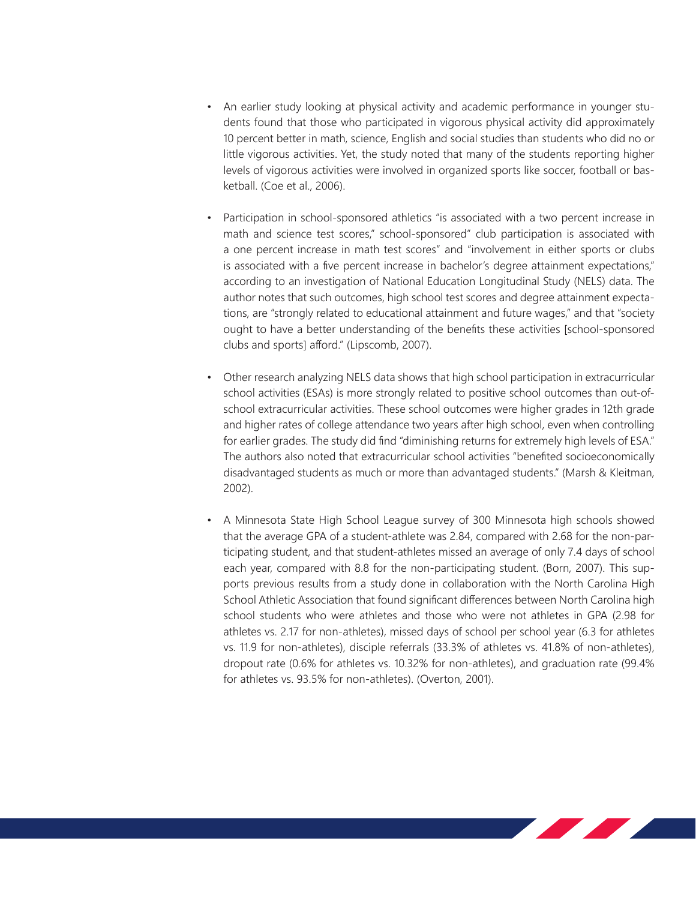- An earlier study looking at physical activity and academic performance in younger students found that those who participated in vigorous physical activity did approximately 10 percent better in math, science, English and social studies than students who did no or little vigorous activities. Yet, the study noted that many of the students reporting higher levels of vigorous activities were involved in organized sports like soccer, football or basketball. (Coe et al., 2006).

- Participation in school-sponsored athletics "is associated with a two percent increase in math and science test scores," school-sponsored" club participation is associated with a one percent increase in math test scores" and "involvement in either sports or clubs is associated with a five percent increase in bachelor's degree attainment expectations," according to an investigation of National Education Longitudinal Study (NELS) data. The author notes that such outcomes, high school test scores and degree attainment expectations, are "strongly related to educational attainment and future wages," and that "society ought to have a better understanding of the benefits these activities [school-sponsored clubs and sports] afford." (Lipscomb, 2007).

- Other research analyzing NELS data shows that high school participation in extracurricular school activities (ESAs) is more strongly related to positive school outcomes than out-of-school extracurricular activities. These school outcomes were higher grades in 12th grade and higher rates of college attendance two years after high school, even when controlling for earlier grades. The study did find "diminishing returns for extremely high levels of ESA." The authors also noted that extracurricular school activities "benefited socioeconomically disadvantaged students as much or more than advantaged students." (Marsh & Kleitman, 2002).

- A Minnesota State High School League survey of 300 Minnesota high schools showed that the average GPA of a student-athlete was 2.84, compared with 2.68 for the non-participating student, and that student-athletes missed an average of only 7.4 days of school each year, compared with 8.8 for the non-participating student. (Born, 2007). This supports previous results from a study done in collaboration with the North Carolina High School Athletic Association that found significant differences between North Carolina high school students who were athletes and those who were not athletes in GPA (2.98 for athletes vs. 2.17 for non-athletes), missed days of school per school year (6.3 for athletes vs. 11.9 for non-athletes), disciple referrals (33.3% of athletes vs. 41.8% of non-athletes), dropout rate (0.6% for athletes vs. 10.32% for non-athletes), and graduation rate (99.4% for athletes vs. 93.5% for non-athletes). (Overton, 2001).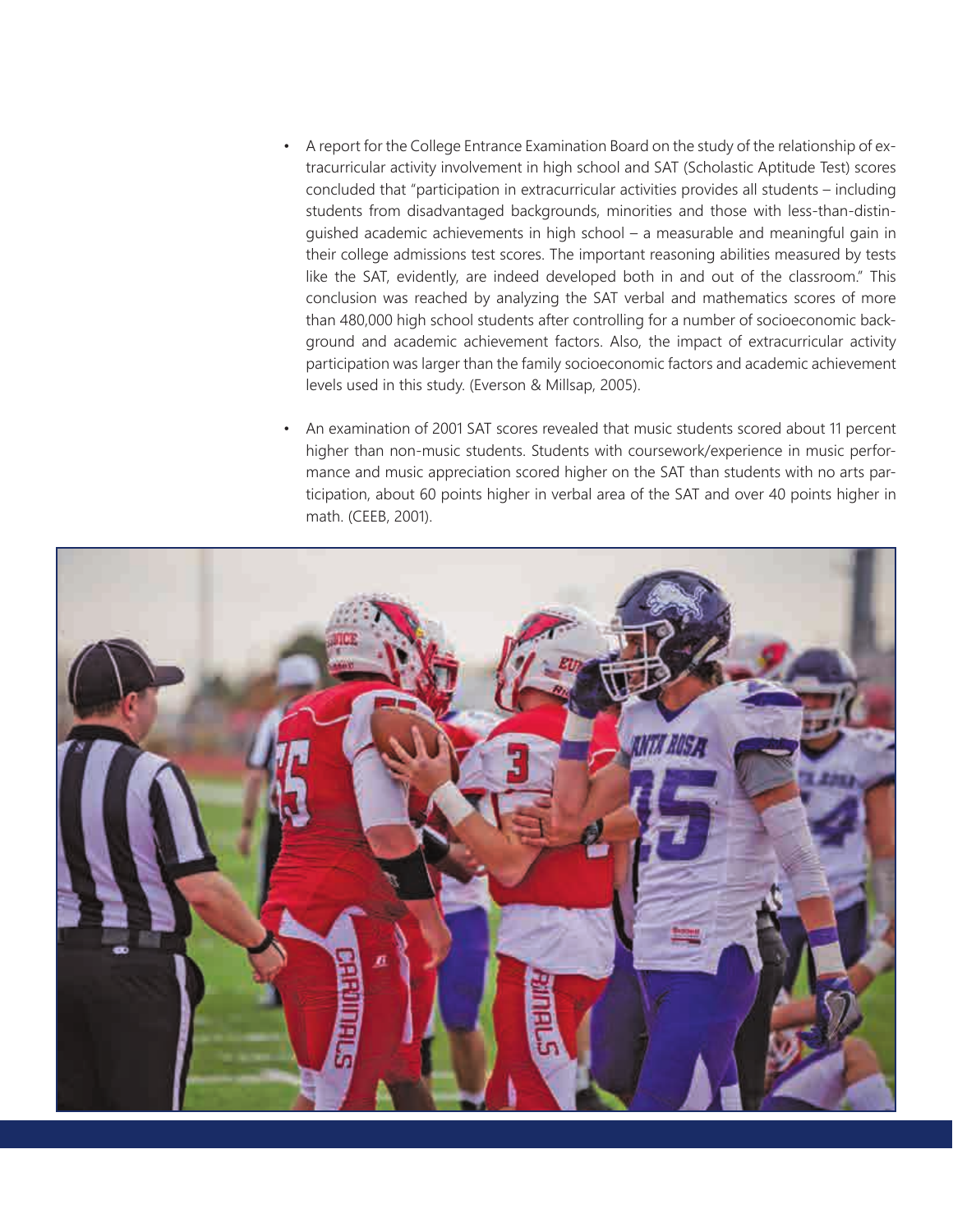- A report for the College Entrance Examination Board on the study of the relationship of extracurricular activity involvement in high school and SAT (Scholastic Aptitude Test) scores concluded that "participation in extracurricular activities provides all students – including students from disadvantaged backgrounds, minorities and those with less-than-distinguished academic achievements in high school – a measurable and meaningful gain in their college admissions test scores. The important reasoning abilities measured by tests like the SAT, evidently, are indeed developed both in and out of the classroom." This conclusion was reached by analyzing the SAT verbal and mathematics scores of more than 480,000 high school students after controlling for a number of socioeconomic background and academic achievement factors. Also, the impact of extracurricular activity participation was larger than the family socioeconomic factors and academic achievement levels used in this study. (Everson & Millsap, 2005).

- An examination of 2001 SAT scores revealed that music students scored about 11 percent higher than non-music students. Students with coursework/experience in music performance and music appreciation scored higher on the SAT than students with no arts participation, about 60 points higher in verbal area of the SAT and over 40 points higher in math. (CEEB, 2001).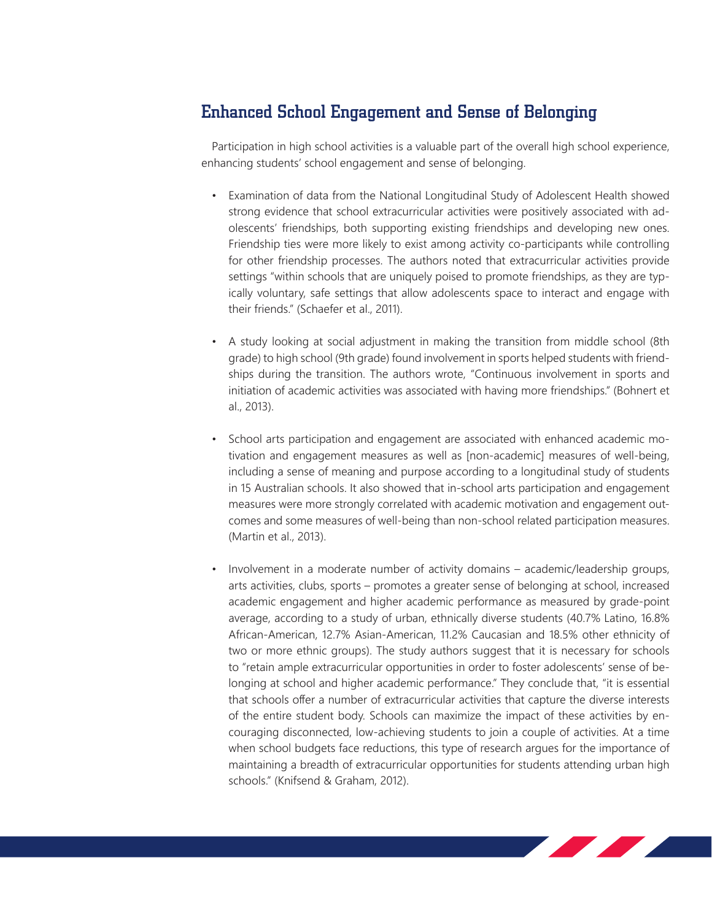## Enhanced School Engagement and Sense of Belonging

Participation in high school activities is a valuable part of the overall high school experience, enhancing students' school engagement and sense of belonging.

- Examination of data from the National Longitudinal Study of Adolescent Health showed strong evidence that school extracurricular activities were positively associated with adolescents' friendships, both supporting existing friendships and developing new ones. Friendship ties were more likely to exist among activity co-participants while controlling for other friendship processes. The authors noted that extracurricular activities provide settings "within schools that are uniquely poised to promote friendships, as they are typically voluntary, safe settings that allow adolescents space to interact and engage with their friends." (Schaefer et al., 2011).

- A study looking at social adjustment in making the transition from middle school (8th grade) to high school (9th grade) found involvement in sports helped students with friendships during the transition. The authors wrote, "Continuous involvement in sports and initiation of academic activities was associated with having more friendships." (Bohnert et al., 2013).

- School arts participation and engagement are associated with enhanced academic motivation and engagement measures as well as [non-academic] measures of well-being, including a sense of meaning and purpose according to a longitudinal study of students in 15 Australian schools. It also showed that in-school arts participation and engagement measures were more strongly correlated with academic motivation and engagement outcomes and some measures of well-being than non-school related participation measures. (Martin et al., 2013).

- Involvement in a moderate number of activity domains – academic/leadership groups, arts activities, clubs, sports – promotes a greater sense of belonging at school, increased academic engagement and higher academic performance as measured by grade-point average, according to a study of urban, ethnically diverse students (40.7% Latino, 16.8% African-American, 12.7% Asian-American, 11.2% Caucasian and 18.5% other ethnicity of two or more ethnic groups). The study authors suggest that it is necessary for schools to "retain ample extracurricular opportunities in order to foster adolescents' sense of belonging at school and higher academic performance." They conclude that, "it is essential that schools offer a number of extracurricular activities that capture the diverse interests of the entire student body. Schools can maximize the impact of these activities by encouraging disconnected, low-achieving students to join a couple of activities. At a time when school budgets face reductions, this type of research argues for the importance of maintaining a breadth of extracurricular opportunities for students attending urban high schools." (Knifsend & Graham, 2012).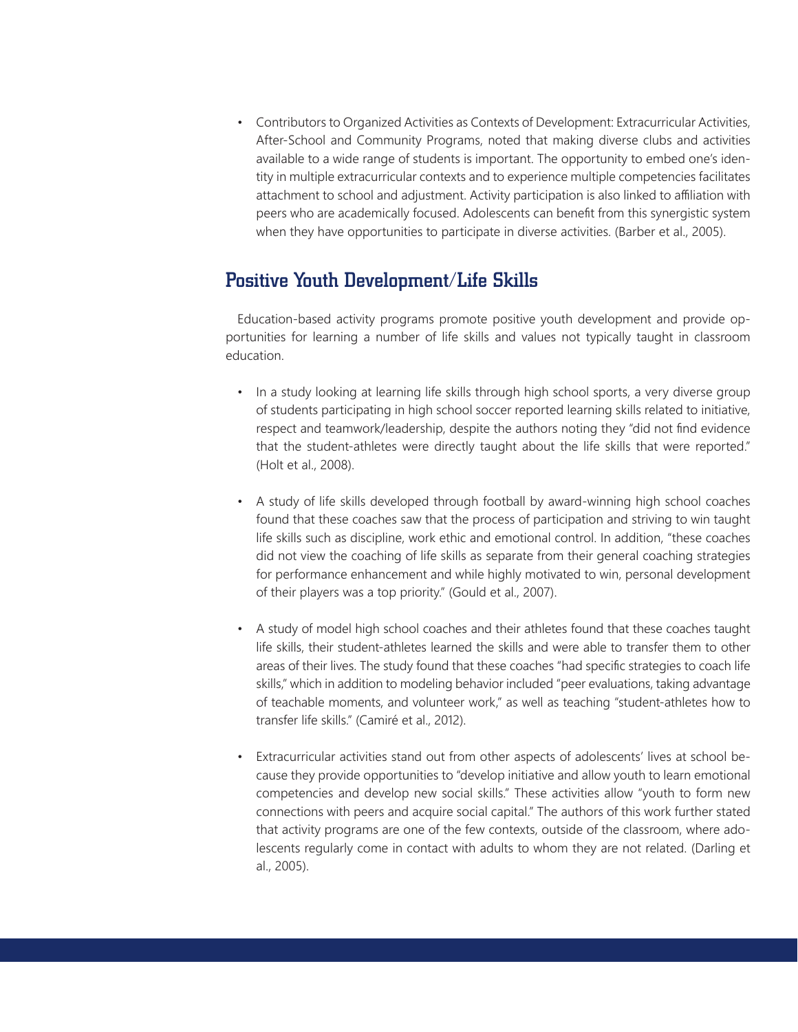- Contributors to Organized Activities as Contexts of Development: Extracurricular Activities, After-School and Community Programs, noted that making diverse clubs and activities available to a wide range of students is important. The opportunity to embed one's identity in multiple extracurricular contexts and to experience multiple competencies facilitates attachment to school and adjustment. Activity participation is also linked to affiliation with peers who are academically focused. Adolescents can benefit from this synergistic system when they have opportunities to participate in diverse activities. (Barber et al., 2005).

## Positive Youth Development/Life Skills

Education-based activity programs promote positive youth development and provide opportunities for learning a number of life skills and values not typically taught in classroom education.

- In a study looking at learning life skills through high school sports, a very diverse group of students participating in high school soccer reported learning skills related to initiative, respect and teamwork/leadership, despite the authors noting they "did not find evidence that the student-athletes were directly taught about the life skills that were reported." (Holt et al., 2008).

- A study of life skills developed through football by award-winning high school coaches found that these coaches saw that the process of participation and striving to win taught life skills such as discipline, work ethic and emotional control. In addition, "these coaches did not view the coaching of life skills as separate from their general coaching strategies for performance enhancement and while highly motivated to win, personal development of their players was a top priority." (Gould et al., 2007).

- A study of model high school coaches and their athletes found that these coaches taught life skills, their student-athletes learned the skills and were able to transfer them to other areas of their lives. The study found that these coaches "had specific strategies to coach life skills," which in addition to modeling behavior included "peer evaluations, taking advantage of teachable moments, and volunteer work," as well as teaching "student-athletes how to transfer life skills." (Camiré et al., 2012).

- Extracurricular activities stand out from other aspects of adolescents' lives at school because they provide opportunities to "develop initiative and allow youth to learn emotional competencies and develop new social skills." These activities allow "youth to form new connections with peers and acquire social capital." The authors of this work further stated that activity programs are one of the few contexts, outside of the classroom, where adolescents regularly come in contact with adults to whom they are not related. (Darling et al., 2005).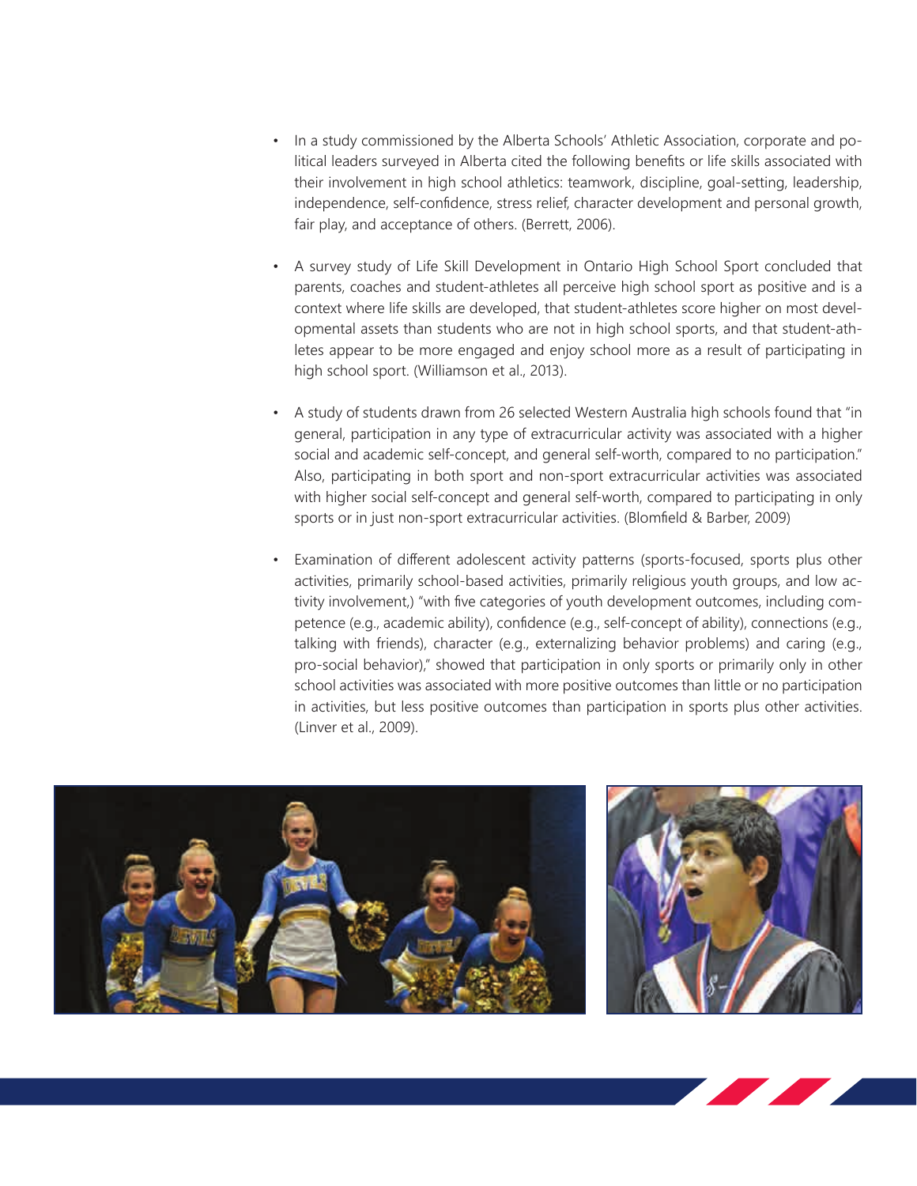- In a study commissioned by the Alberta Schools' Athletic Association, corporate and political leaders surveyed in Alberta cited the following benefits or life skills associated with their involvement in high school athletics: teamwork, discipline, goal-setting, leadership, independence, self-confidence, stress relief, character development and personal growth, fair play, and acceptance of others. (Berrett, 2006).

- A survey study of Life Skill Development in Ontario High School Sport concluded that parents, coaches and student-athletes all perceive high school sport as positive and is a context where life skills are developed, that student-athletes score higher on most developmental assets than students who are not in high school sports, and that student-athletes appear to be more engaged and enjoy school more as a result of participating in high school sport. (Williamson et al., 2013).

- A study of students drawn from 26 selected Western Australia high schools found that "in general, participation in any type of extracurricular activity was associated with a higher social and academic self-concept, and general self-worth, compared to no participation." Also, participating in both sport and non-sport extracurricular activities was associated with higher social self-concept and general self-worth, compared to participating in only sports or in just non-sport extracurricular activities. (Blomfield & Barber, 2009)

- Examination of different adolescent activity patterns (sports-focused, sports plus other activities, primarily school-based activities, primarily religious youth groups, and low activity involvement,) "with five categories of youth development outcomes, including competence (e.g., academic ability), confidence (e.g., self-concept of ability), connections (e.g., talking with friends), character (e.g., externalizing behavior problems) and caring (e.g., pro-social behavior)," showed that participation in only sports or primarily only in other school activities was associated with more positive outcomes than little or no participation in activities, but less positive outcomes than participation in sports plus other activities. (Linver et al., 2009).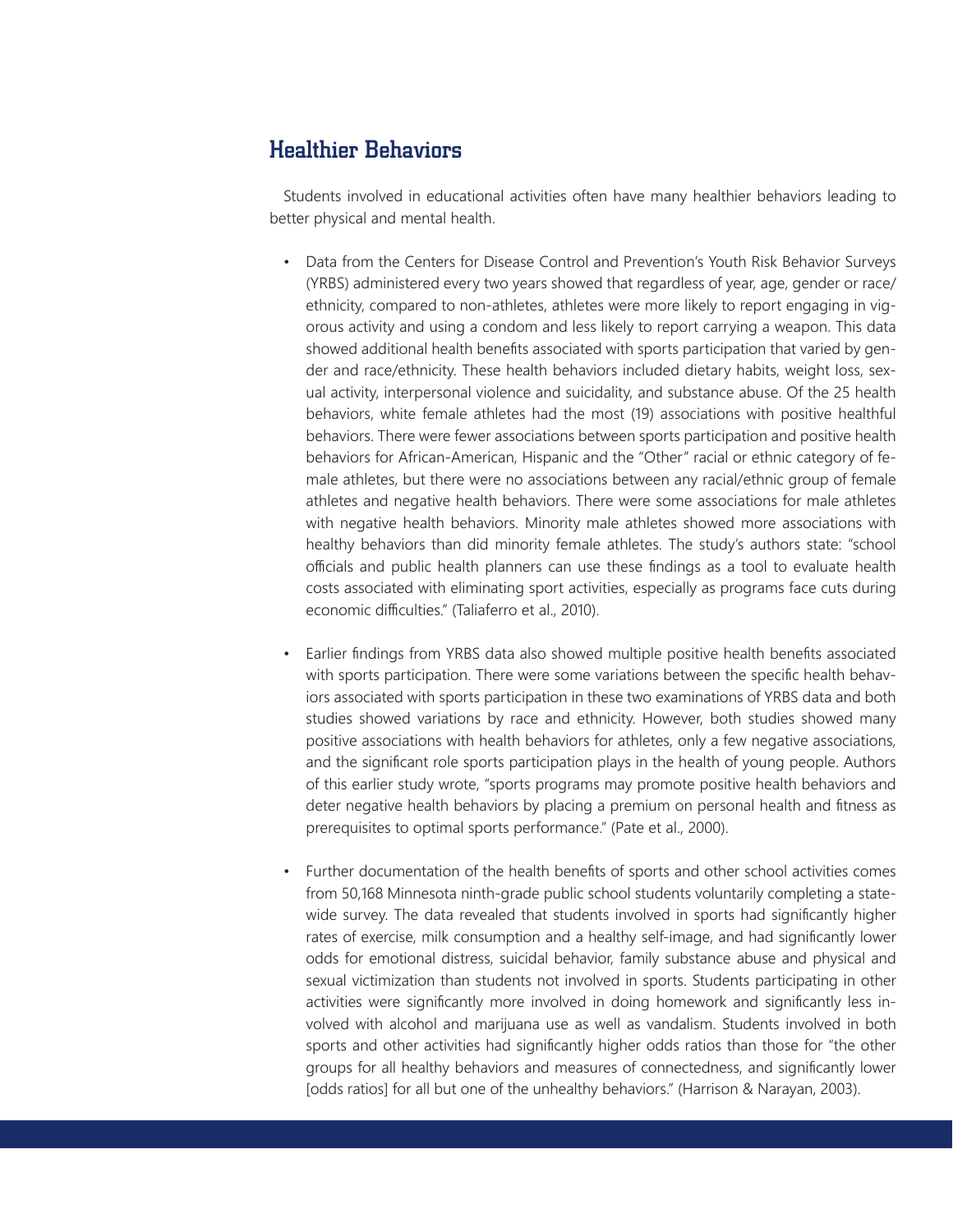## Healthier Behaviors

Students involved in educational activities often have many healthier behaviors leading to better physical and mental health.

- Data from the Centers for Disease Control and Prevention's Youth Risk Behavior Surveys (YRBS) administered every two years showed that regardless of year, age, gender or race/ethnicity, compared to non-athletes, athletes were more likely to report engaging in vigorous activity and using a condom and less likely to report carrying a weapon. This data showed additional health benefits associated with sports participation that varied by gender and race/ethnicity. These health behaviors included dietary habits, weight loss, sexual activity, interpersonal violence and suicidality, and substance abuse. Of the 25 health behaviors, white female athletes had the most (19) associations with positive healthful behaviors. There were fewer associations between sports participation and positive health behaviors for African-American, Hispanic and the "Other" racial or ethnic category of female athletes, but there were no associations between any racial/ethnic group of female athletes and negative health behaviors. There were some associations for male athletes with negative health behaviors. Minority male athletes showed more associations with healthy behaviors than did minority female athletes. The study's authors state: "school officials and public health planners can use these findings as a tool to evaluate health costs associated with eliminating sport activities, especially as programs face cuts during economic difficulties." (Taliaferro et al., 2010).

- Earlier findings from YRBS data also showed multiple positive health benefits associated with sports participation. There were some variations between the specific health behaviors associated with sports participation in these two examinations of YRBS data and both studies showed variations by race and ethnicity. However, both studies showed many positive associations with health behaviors for athletes, only a few negative associations, and the significant role sports participation plays in the health of young people. Authors of this earlier study wrote, "sports programs may promote positive health behaviors and deter negative health behaviors by placing a premium on personal health and fitness as prerequisites to optimal sports performance." (Pate et al., 2000).

- Further documentation of the health benefits of sports and other school activities comes from 50,168 Minnesota ninth-grade public school students voluntarily completing a statewide survey. The data revealed that students involved in sports had significantly higher rates of exercise, milk consumption and a healthy self-image, and had significantly lower odds for emotional distress, suicidal behavior, family substance abuse and physical and sexual victimization than students not involved in sports. Students participating in other activities were significantly more involved in doing homework and significantly less involved with alcohol and marijuana use as well as vandalism. Students involved in both sports and other activities had significantly higher odds ratios than those for "the other groups for all healthy behaviors and measures of connectedness, and significantly lower [odds ratios] for all but one of the unhealthy behaviors." (Harrison & Narayan, 2003).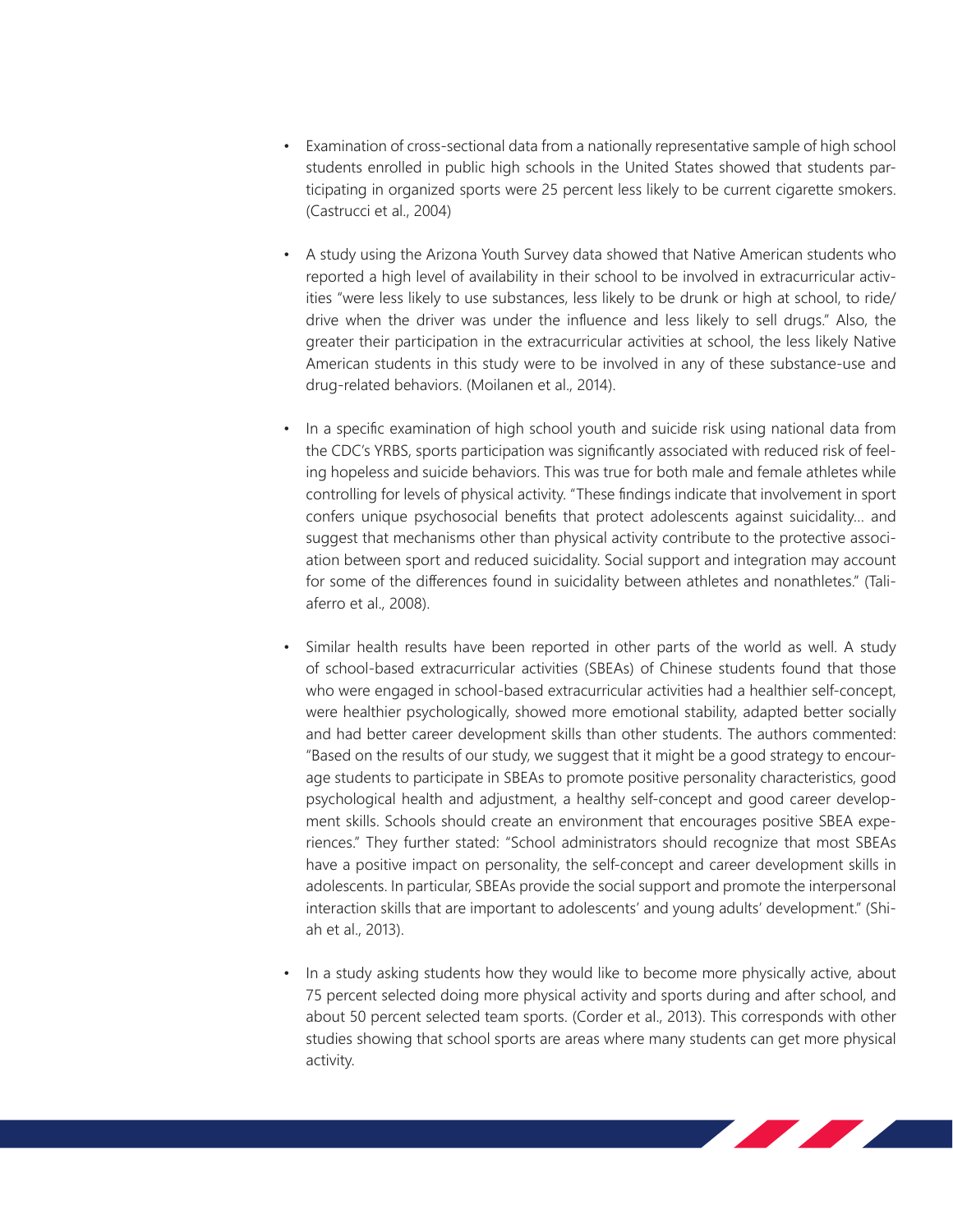- Examination of cross-sectional data from a nationally representative sample of high school students enrolled in public high schools in the United States showed that students participating in organized sports were 25 percent less likely to be current cigarette smokers. (Castrucci et al., 2004)

- A study using the Arizona Youth Survey data showed that Native American students who reported a high level of availability in their school to be involved in extracurricular activities "were less likely to use substances, less likely to be drunk or high at school, to ride/drive when the driver was under the influence and less likely to sell drugs." Also, the greater their participation in the extracurricular activities at school, the less likely Native American students in this study were to be involved in any of these substance-use and drug-related behaviors. (Moilanen et al., 2014).

- In a specific examination of high school youth and suicide risk using national data from the CDC's YRBS, sports participation was significantly associated with reduced risk of feeling hopeless and suicide behaviors. This was true for both male and female athletes while controlling for levels of physical activity. "These findings indicate that involvement in sport confers unique psychosocial benefits that protect adolescents against suicidality… and suggest that mechanisms other than physical activity contribute to the protective association between sport and reduced suicidality. Social support and integration may account for some of the differences found in suicidality between athletes and nonathletes." (Taliaferro et al., 2008).

- Similar health results have been reported in other parts of the world as well. A study of school-based extracurricular activities (SBEAs) of Chinese students found that those who were engaged in school-based extracurricular activities had a healthier self-concept, were healthier psychologically, showed more emotional stability, adapted better socially and had better career development skills than other students. The authors commented: "Based on the results of our study, we suggest that it might be a good strategy to encourage students to participate in SBEAs to promote positive personality characteristics, good psychological health and adjustment, a healthy self-concept and good career development skills. Schools should create an environment that encourages positive SBEA experiences." They further stated: "School administrators should recognize that most SBEAs have a positive impact on personality, the self-concept and career development skills in adolescents. In particular, SBEAs provide the social support and promote the interpersonal interaction skills that are important to adolescents' and young adults' development." (Shiah et al., 2013).

- In a study asking students how they would like to become more physically active, about 75 percent selected doing more physical activity and sports during and after school, and about 50 percent selected team sports. (Corder et al., 2013). This corresponds with other studies showing that school sports are areas where many students can get more physical activity.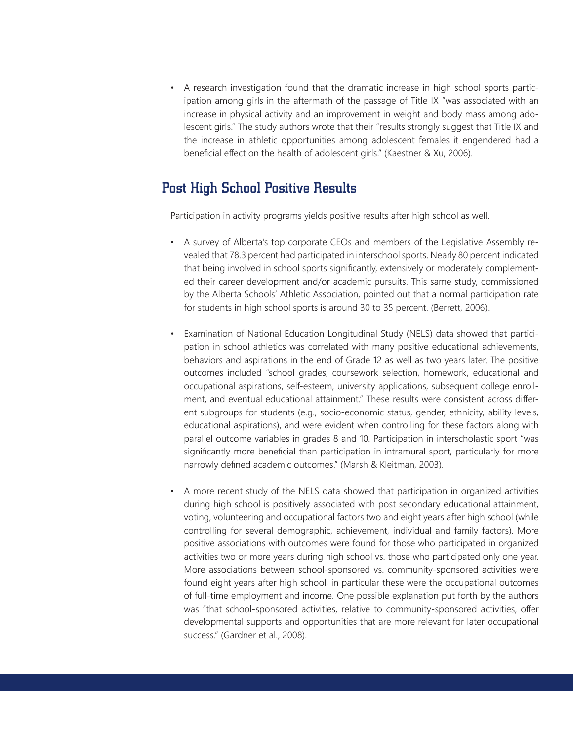- A research investigation found that the dramatic increase in high school sports participation among girls in the aftermath of the passage of Title IX "was associated with an increase in physical activity and an improvement in weight and body mass among adolescent girls." The study authors wrote that their "results strongly suggest that Title IX and the increase in athletic opportunities among adolescent females it engendered had a beneficial effect on the health of adolescent girls." (Kaestner & Xu, 2006).

## Post High School Positive Results

Participation in activity programs yields positive results after high school as well.

- A survey of Alberta's top corporate CEOs and members of the Legislative Assembly revealed that 78.3 percent had participated in interschool sports. Nearly 80 percent indicated that being involved in school sports significantly, extensively or moderately complemented their career development and/or academic pursuits. This same study, commissioned by the Alberta Schools' Athletic Association, pointed out that a normal participation rate for students in high school sports is around 30 to 35 percent. (Berrett, 2006).

- Examination of National Education Longitudinal Study (NELS) data showed that participation in school athletics was correlated with many positive educational achievements, behaviors and aspirations in the end of Grade 12 as well as two years later. The positive outcomes included "school grades, coursework selection, homework, educational and occupational aspirations, self-esteem, university applications, subsequent college enrollment, and eventual educational attainment." These results were consistent across different subgroups for students (e.g., socio-economic status, gender, ethnicity, ability levels, educational aspirations), and were evident when controlling for these factors along with parallel outcome variables in grades 8 and 10. Participation in interscholastic sport "was significantly more beneficial than participation in intramural sport, particularly for more narrowly defined academic outcomes." (Marsh & Kleitman, 2003).

- A more recent study of the NELS data showed that participation in organized activities during high school is positively associated with post secondary educational attainment, voting, volunteering and occupational factors two and eight years after high school (while controlling for several demographic, achievement, individual and family factors). More positive associations with outcomes were found for those who participated in organized activities two or more years during high school vs. those who participated only one year. More associations between school-sponsored vs. community-sponsored activities were found eight years after high school, in particular these were the occupational outcomes of full-time employment and income. One possible explanation put forth by the authors was "that school-sponsored activities, relative to community-sponsored activities, offer developmental supports and opportunities that are more relevant for later occupational success." (Gardner et al., 2008).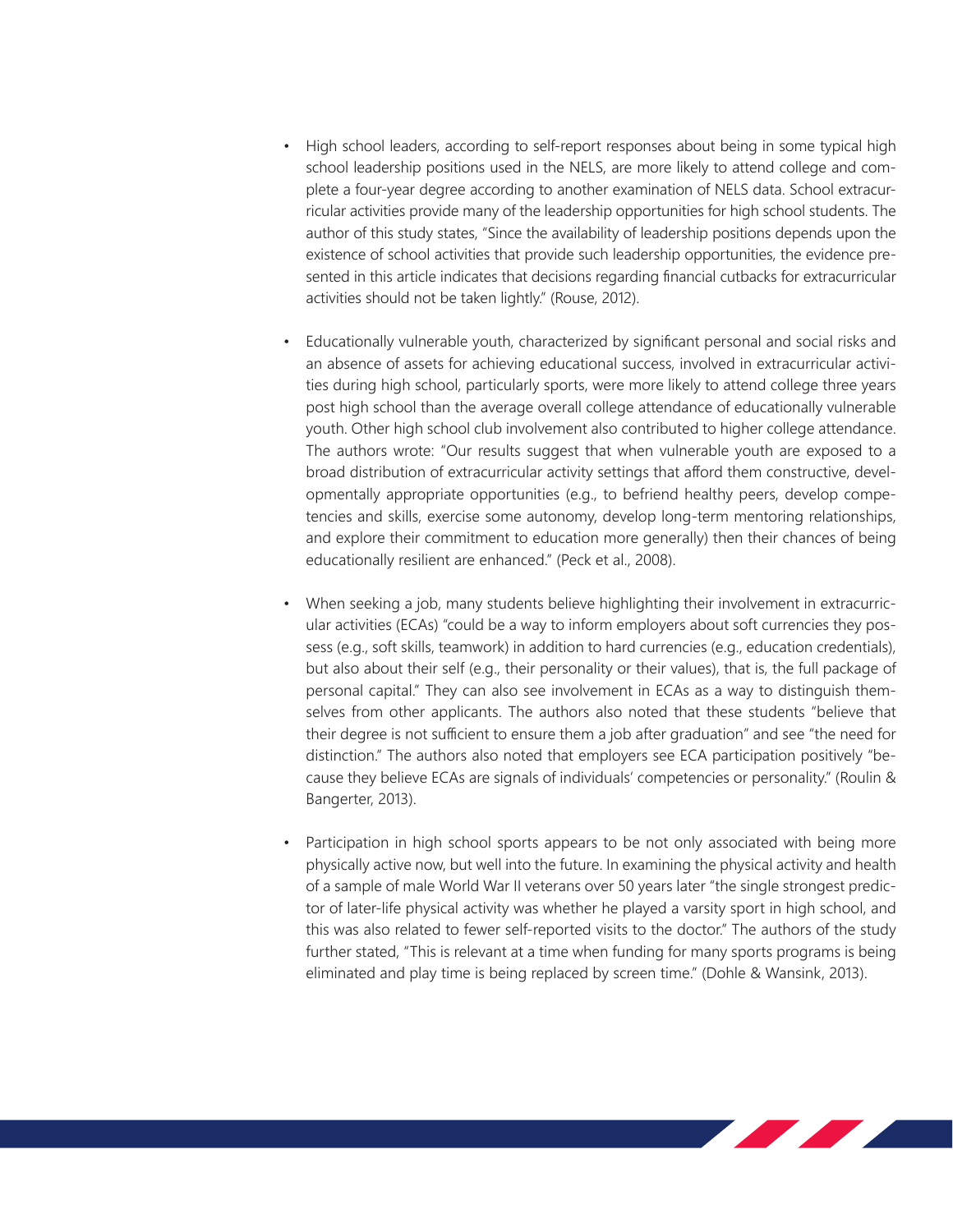- High school leaders, according to self-report responses about being in some typical high school leadership positions used in the NELS, are more likely to attend college and complete a four-year degree according to another examination of NELS data. School extracurricular activities provide many of the leadership opportunities for high school students. The author of this study states, "Since the availability of leadership positions depends upon the existence of school activities that provide such leadership opportunities, the evidence presented in this article indicates that decisions regarding financial cutbacks for extracurricular activities should not be taken lightly." (Rouse, 2012).

- Educationally vulnerable youth, characterized by significant personal and social risks and an absence of assets for achieving educational success, involved in extracurricular activities during high school, particularly sports, were more likely to attend college three years post high school than the average overall college attendance of educationally vulnerable youth. Other high school club involvement also contributed to higher college attendance. The authors wrote: "Our results suggest that when vulnerable youth are exposed to a broad distribution of extracurricular activity settings that afford them constructive, developmentally appropriate opportunities (e.g., to befriend healthy peers, develop competencies and skills, exercise some autonomy, develop long-term mentoring relationships, and explore their commitment to education more generally) then their chances of being educationally resilient are enhanced." (Peck et al., 2008).

- When seeking a job, many students believe highlighting their involvement in extracurricular activities (ECAs) "could be a way to inform employers about soft currencies they possess (e.g., soft skills, teamwork) in addition to hard currencies (e.g., education credentials), but also about their self (e.g., their personality or their values), that is, the full package of personal capital." They can also see involvement in ECAs as a way to distinguish themselves from other applicants. The authors also noted that these students "believe that their degree is not sufficient to ensure them a job after graduation" and see "the need for distinction." The authors also noted that employers see ECA participation positively "because they believe ECAs are signals of individuals' competencies or personality." (Roulin & Bangerter, 2013).

- Participation in high school sports appears to be not only associated with being more physically active now, but well into the future. In examining the physical activity and health of a sample of male World War II veterans over 50 years later "the single strongest predictor of later-life physical activity was whether he played a varsity sport in high school, and this was also related to fewer self-reported visits to the doctor." The authors of the study further stated, "This is relevant at a time when funding for many sports programs is being eliminated and play time is being replaced by screen time." (Dohle & Wansink, 2013).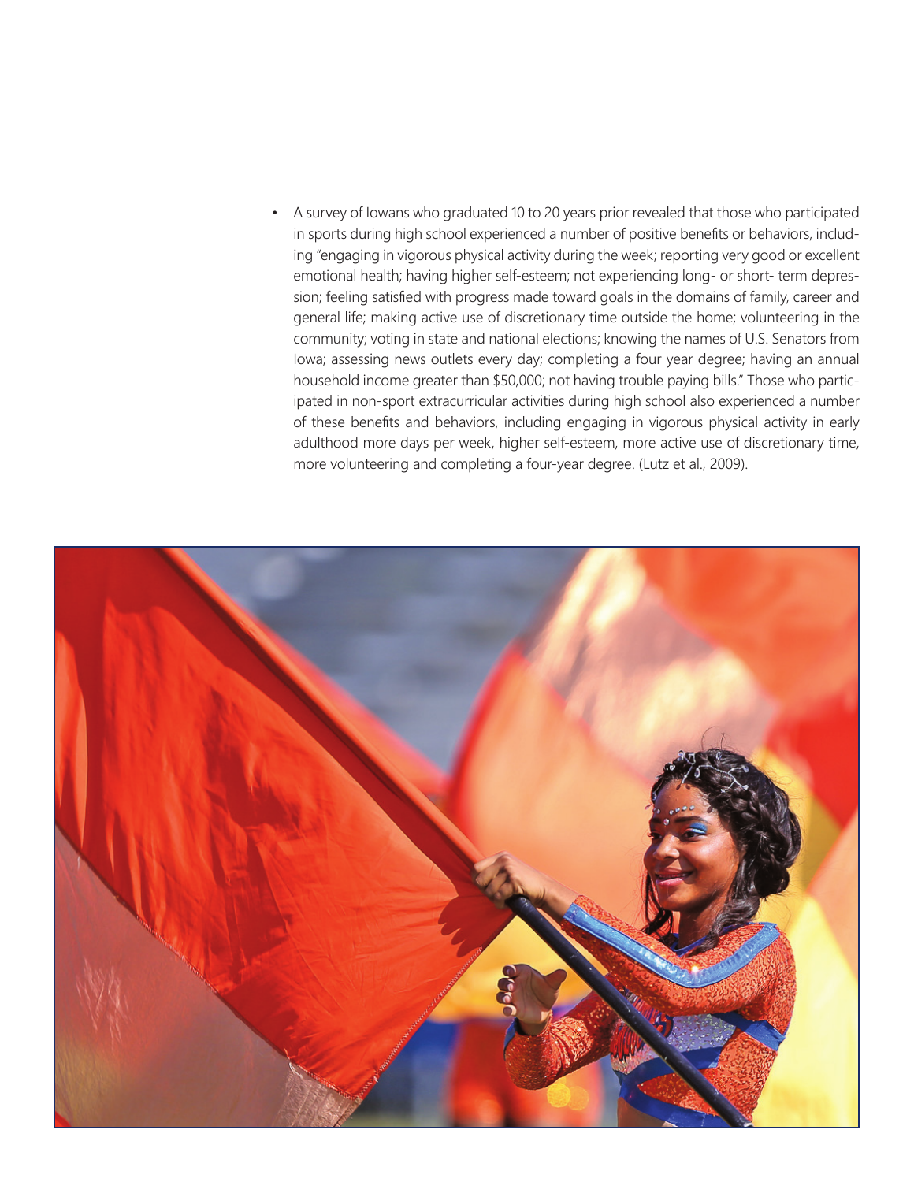- A survey of Iowans who graduated 10 to 20 years prior revealed that those who participated in sports during high school experienced a number of positive benefits or behaviors, including "engaging in vigorous physical activity during the week; reporting very good or excellent emotional health; having higher self-esteem; not experiencing long- or short- term depression; feeling satisfied with progress made toward goals in the domains of family, career and general life; making active use of discretionary time outside the home; volunteering in the community; voting in state and national elections; knowing the names of U.S. Senators from Iowa; assessing news outlets every day; completing a four year degree; having an annual household income greater than $50,000; not having trouble paying bills." Those who participated in non-sport extracurricular activities during high school also experienced a number of these benefits and behaviors, including engaging in vigorous physical activity in early adulthood more days per week, higher self-esteem, more active use of discretionary time, more volunteering and completing a four-year degree. (Lutz et al., 2009).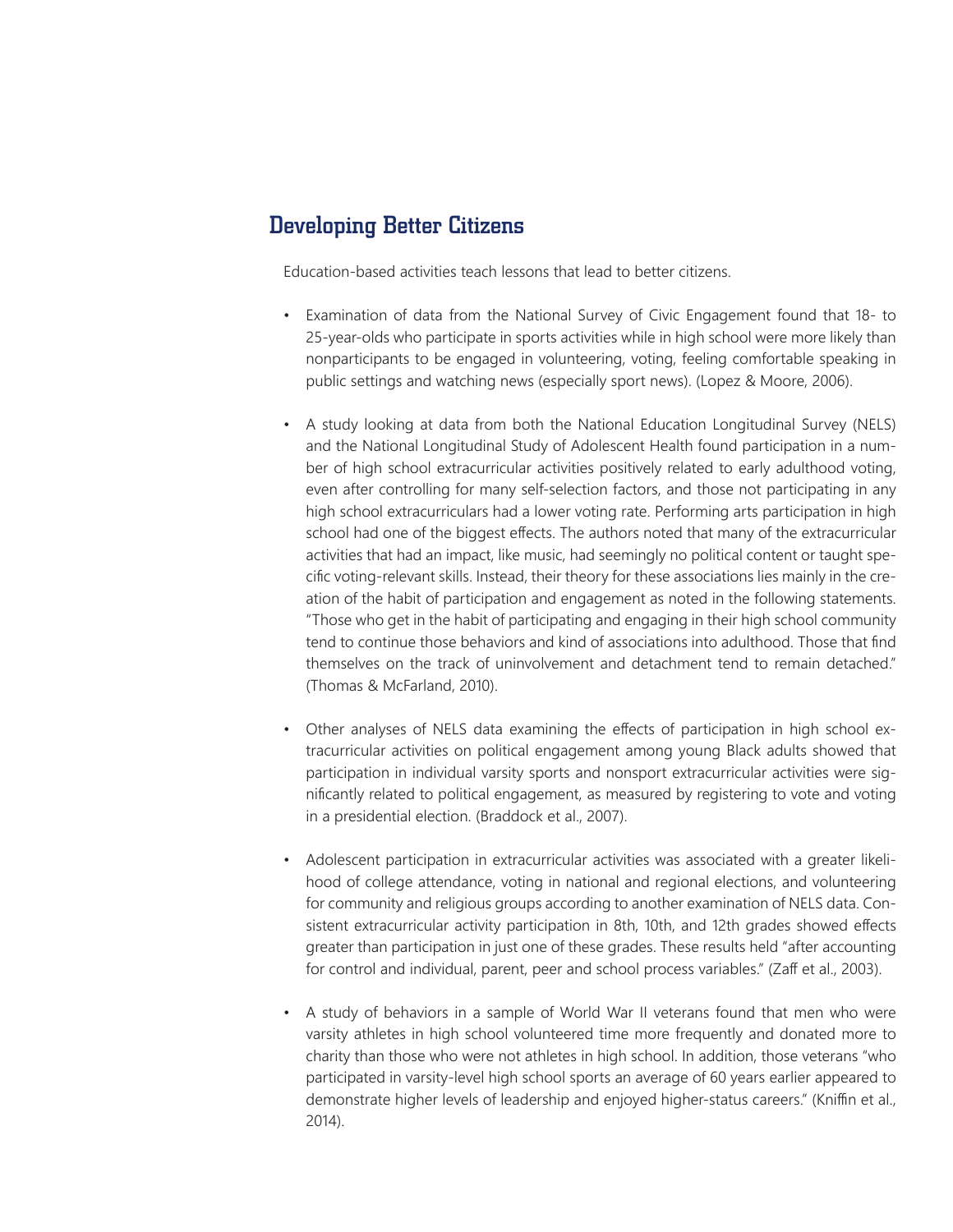## Developing Better Citizens

Education-based activities teach lessons that lead to better citizens.

- Examination of data from the National Survey of Civic Engagement found that 18- to 25-year-olds who participate in sports activities while in high school were more likely than nonparticipants to be engaged in volunteering, voting, feeling comfortable speaking in public settings and watching news (especially sport news). (Lopez & Moore, 2006).

- A study looking at data from both the National Education Longitudinal Survey (NELS) and the National Longitudinal Study of Adolescent Health found participation in a number of high school extracurricular activities positively related to early adulthood voting, even after controlling for many self-selection factors, and those not participating in any high school extracurriculars had a lower voting rate. Performing arts participation in high school had one of the biggest effects. The authors noted that many of the extracurricular activities that had an impact, like music, had seemingly no political content or taught specific voting-relevant skills. Instead, their theory for these associations lies mainly in the creation of the habit of participation and engagement as noted in the following statements. "Those who get in the habit of participating and engaging in their high school community tend to continue those behaviors and kind of associations into adulthood. Those that find themselves on the track of uninvolvement and detachment tend to remain detached." (Thomas & McFarland, 2010).

- Other analyses of NELS data examining the effects of participation in high school extracurricular activities on political engagement among young Black adults showed that participation in individual varsity sports and nonsport extracurricular activities were significantly related to political engagement, as measured by registering to vote and voting in a presidential election. (Braddock et al., 2007).

- Adolescent participation in extracurricular activities was associated with a greater likelihood of college attendance, voting in national and regional elections, and volunteering for community and religious groups according to another examination of NELS data. Consistent extracurricular activity participation in 8th, 10th, and 12th grades showed effects greater than participation in just one of these grades. These results held "after accounting for control and individual, parent, peer and school process variables." (Zaff et al., 2003).

- A study of behaviors in a sample of World War II veterans found that men who were varsity athletes in high school volunteered time more frequently and donated more to charity than those who were not athletes in high school. In addition, those veterans "who participated in varsity-level high school sports an average of 60 years earlier appeared to demonstrate higher levels of leadership and enjoyed higher-status careers." (Kniffin et al., 2014).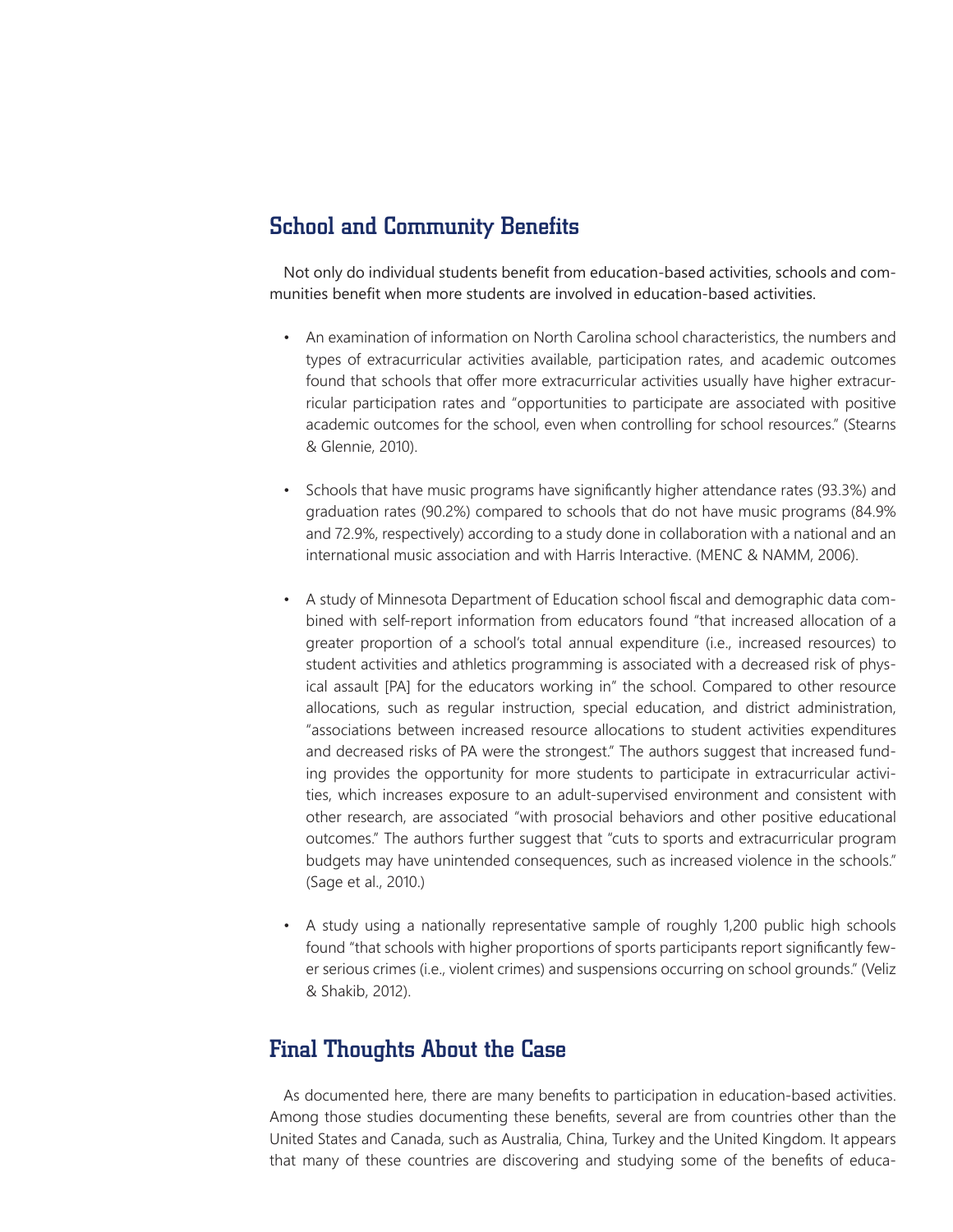## School and Community Benefits

Not only do individual students benefit from education-based activities, schools and communities benefit when more students are involved in education-based activities.

- An examination of information on North Carolina school characteristics, the numbers and types of extracurricular activities available, participation rates, and academic outcomes found that schools that offer more extracurricular activities usually have higher extracurricular participation rates and "opportunities to participate are associated with positive academic outcomes for the school, even when controlling for school resources." (Stearns & Glennie, 2010).

- Schools that have music programs have significantly higher attendance rates (93.3%) and graduation rates (90.2%) compared to schools that do not have music programs (84.9% and 72.9%, respectively) according to a study done in collaboration with a national and an international music association and with Harris Interactive. (MENC & NAMM, 2006).

- A study of Minnesota Department of Education school fiscal and demographic data combined with self-report information from educators found "that increased allocation of a greater proportion of a school's total annual expenditure (i.e., increased resources) to student activities and athletics programming is associated with a decreased risk of physical assault [PA] for the educators working in" the school. Compared to other resource allocations, such as regular instruction, special education, and district administration, "associations between increased resource allocations to student activities expenditures and decreased risks of PA were the strongest." The authors suggest that increased funding provides the opportunity for more students to participate in extracurricular activities, which increases exposure to an adult-supervised environment and consistent with other research, are associated "with prosocial behaviors and other positive educational outcomes." The authors further suggest that "cuts to sports and extracurricular program budgets may have unintended consequences, such as increased violence in the schools." (Sage et al., 2010.)

- A study using a nationally representative sample of roughly 1,200 public high schools found "that schools with higher proportions of sports participants report significantly fewer serious crimes (i.e., violent crimes) and suspensions occurring on school grounds." (Veliz & Shakib, 2012).

## Final Thoughts About the Case

As documented here, there are many benefits to participation in education-based activities. Among those studies documenting these benefits, several are from countries other than the United States and Canada, such as Australia, China, Turkey and the United Kingdom. It appears that many of these countries are discovering and studying some of the benefits of educa-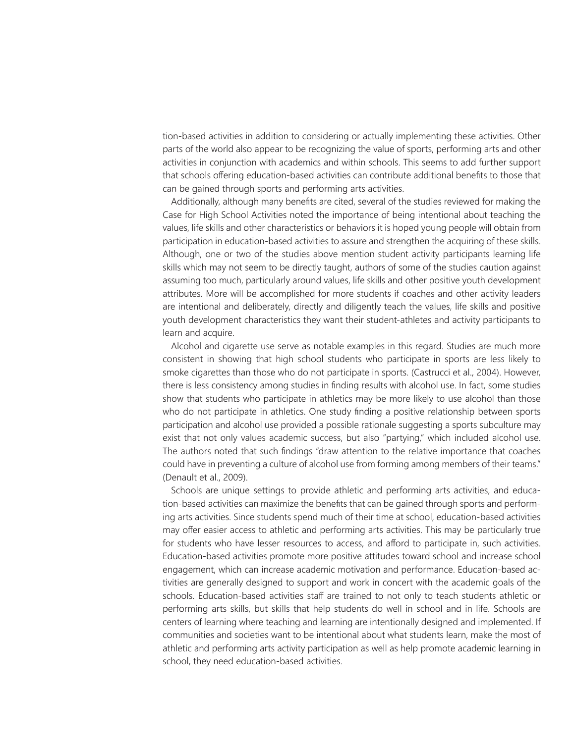tion-based activities in addition to considering or actually implementing these activities. Other parts of the world also appear to be recognizing the value of sports, performing arts and other activities in conjunction with academics and within schools. This seems to add further support that schools offering education-based activities can contribute additional benefits to those that can be gained through sports and performing arts activities.

Additionally, although many benefits are cited, several of the studies reviewed for making the Case for High School Activities noted the importance of being intentional about teaching the values, life skills and other characteristics or behaviors it is hoped young people will obtain from participation in education-based activities to assure and strengthen the acquiring of these skills. Although, one or two of the studies above mention student activity participants learning life skills which may not seem to be directly taught, authors of some of the studies caution against assuming too much, particularly around values, life skills and other positive youth development attributes. More will be accomplished for more students if coaches and other activity leaders are intentional and deliberately, directly and diligently teach the values, life skills and positive youth development characteristics they want their student-athletes and activity participants to learn and acquire.

Alcohol and cigarette use serve as notable examples in this regard. Studies are much more consistent in showing that high school students who participate in sports are less likely to smoke cigarettes than those who do not participate in sports. (Castrucci et al., 2004). However, there is less consistency among studies in finding results with alcohol use. In fact, some studies show that students who participate in athletics may be more likely to use alcohol than those who do not participate in athletics. One study finding a positive relationship between sports participation and alcohol use provided a possible rationale suggesting a sports subculture may exist that not only values academic success, but also "partying," which included alcohol use. The authors noted that such findings "draw attention to the relative importance that coaches could have in preventing a culture of alcohol use from forming among members of their teams." (Denault et al., 2009).

Schools are unique settings to provide athletic and performing arts activities, and education-based activities can maximize the benefits that can be gained through sports and performing arts activities. Since students spend much of their time at school, education-based activities may offer easier access to athletic and performing arts activities. This may be particularly true for students who have lesser resources to access, and afford to participate in, such activities. Education-based activities promote more positive attitudes toward school and increase school engagement, which can increase academic motivation and performance. Education-based activities are generally designed to support and work in concert with the academic goals of the schools. Education-based activities staff are trained to not only to teach students athletic or performing arts skills, but skills that help students do well in school and in life. Schools are centers of learning where teaching and learning are intentionally designed and implemented. If communities and societies want to be intentional about what students learn, make the most of athletic and performing arts activity participation as well as help promote academic learning in school, they need education-based activities.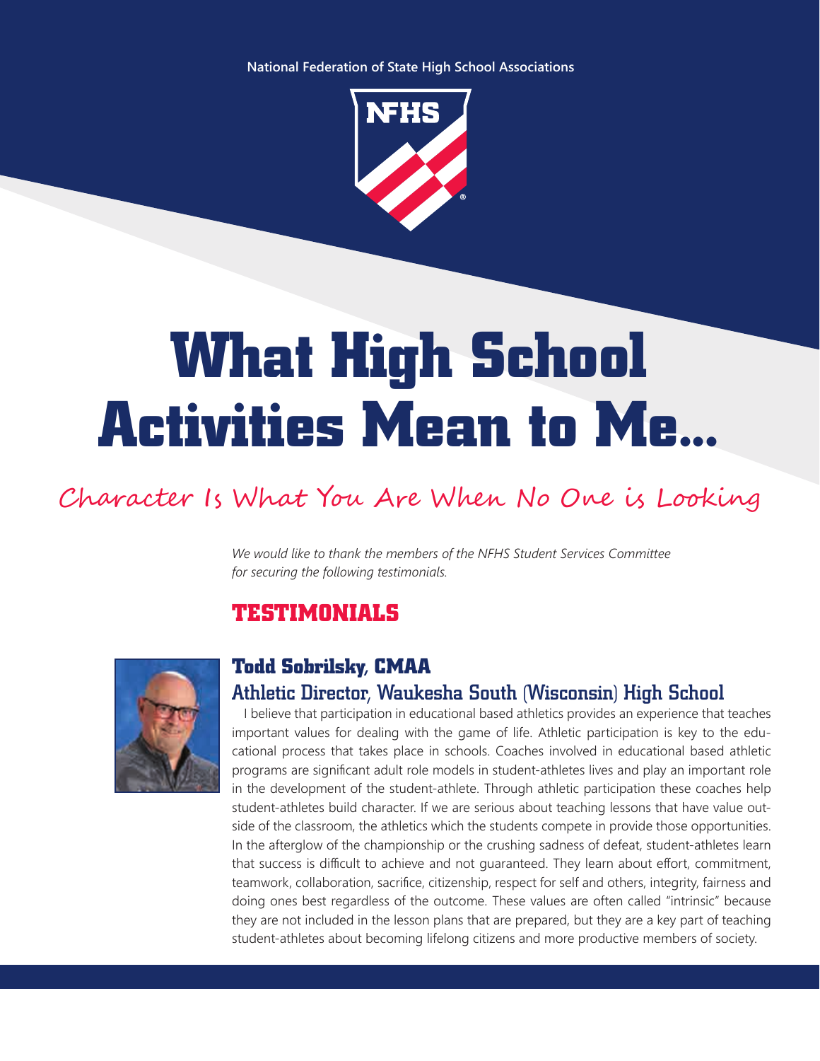National Federation of State High School Associations

# What High School Activities Mean to Me...

## Character Is What You Are When No One is Looking

*We would like to thank the members of the NFHS Student Services Committee for securing the following testimonials.*

## TESTIMONIALS

### Todd Sobrilsky, CMAA
### Athletic Director, Waukesha South (Wisconsin) High School

I believe that participation in educational based athletics provides an experience that teaches important values for dealing with the game of life. Athletic participation is key to the educational process that takes place in schools. Coaches involved in educational based athletic programs are significant adult role models in student-athletes lives and play an important role in the development of the student-athlete. Through athletic participation these coaches help student-athletes build character. If we are serious about teaching lessons that have value outside of the classroom, the athletics which the students compete in provide those opportunities. In the afterglow of the championship or the crushing sadness of defeat, student-athletes learn that success is difficult to achieve and not guaranteed. They learn about effort, commitment, teamwork, collaboration, sacrifice, citizenship, respect for self and others, integrity, fairness and doing ones best regardless of the outcome. These values are often called "intrinsic" because they are not included in the lesson plans that are prepared, but they are a key part of teaching student-athletes about becoming lifelong citizens and more productive members of society.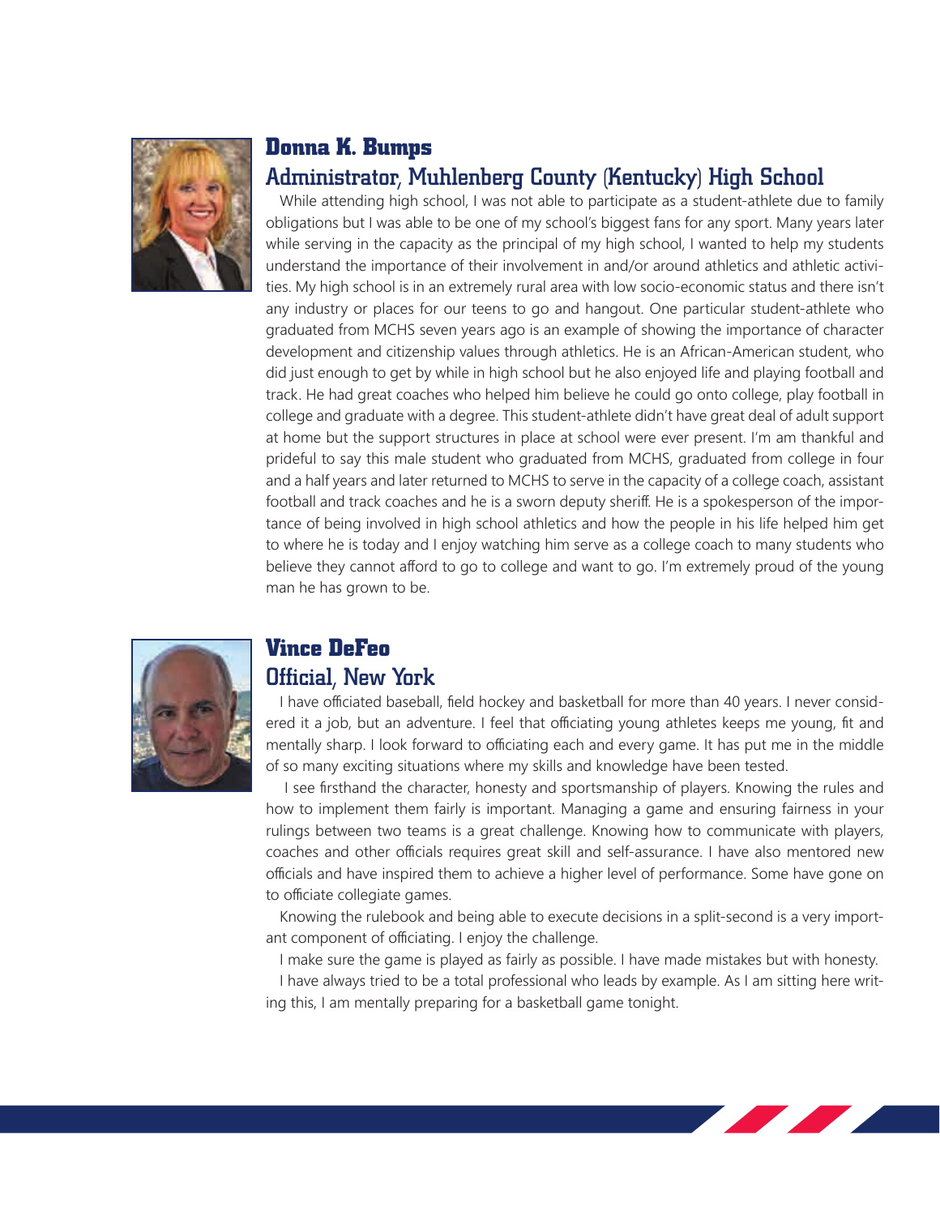## Donna K. Bumps

### Administrator, Muhlenberg County (Kentucky) High School

While attending high school, I was not able to participate as a student-athlete due to family obligations but I was able to be one of my school's biggest fans for any sport. Many years later while serving in the capacity as the principal of my high school, I wanted to help my students understand the importance of their involvement in and/or around athletics and athletic activities. My high school is in an extremely rural area with low socio-economic status and there isn't any industry or places for our teens to go and hangout. One particular student-athlete who graduated from MCHS seven years ago is an example of showing the importance of character development and citizenship values through athletics. He is an African-American student, who did just enough to get by while in high school but he also enjoyed life and playing football and track. He had great coaches who helped him believe he could go onto college, play football in college and graduate with a degree. This student-athlete didn't have great deal of adult support at home but the support structures in place at school were ever present. I'm am thankful and prideful to say this male student who graduated from MCHS, graduated from college in four and a half years and later returned to MCHS to serve in the capacity of a college coach, assistant football and track coaches and he is a sworn deputy sheriff. He is a spokesperson of the importance of being involved in high school athletics and how the people in his life helped him get to where he is today and I enjoy watching him serve as a college coach to many students who believe they cannot afford to go to college and want to go. I'm extremely proud of the young man he has grown to be.

## Vince DeFeo

### Official, New York

I have officiated baseball, field hockey and basketball for more than 40 years. I never considered it a job, but an adventure. I feel that officiating young athletes keeps me young, fit and mentally sharp. I look forward to officiating each and every game. It has put me in the middle of so many exciting situations where my skills and knowledge have been tested.

I see firsthand the character, honesty and sportsmanship of players. Knowing the rules and how to implement them fairly is important. Managing a game and ensuring fairness in your rulings between two teams is a great challenge. Knowing how to communicate with players, coaches and other officials requires great skill and self-assurance. I have also mentored new officials and have inspired them to achieve a higher level of performance. Some have gone on to officiate collegiate games.

Knowing the rulebook and being able to execute decisions in a split-second is a very important component of officiating. I enjoy the challenge.

I make sure the game is played as fairly as possible. I have made mistakes but with honesty.

I have always tried to be a total professional who leads by example. As I am sitting here writing this, I am mentally preparing for a basketball game tonight.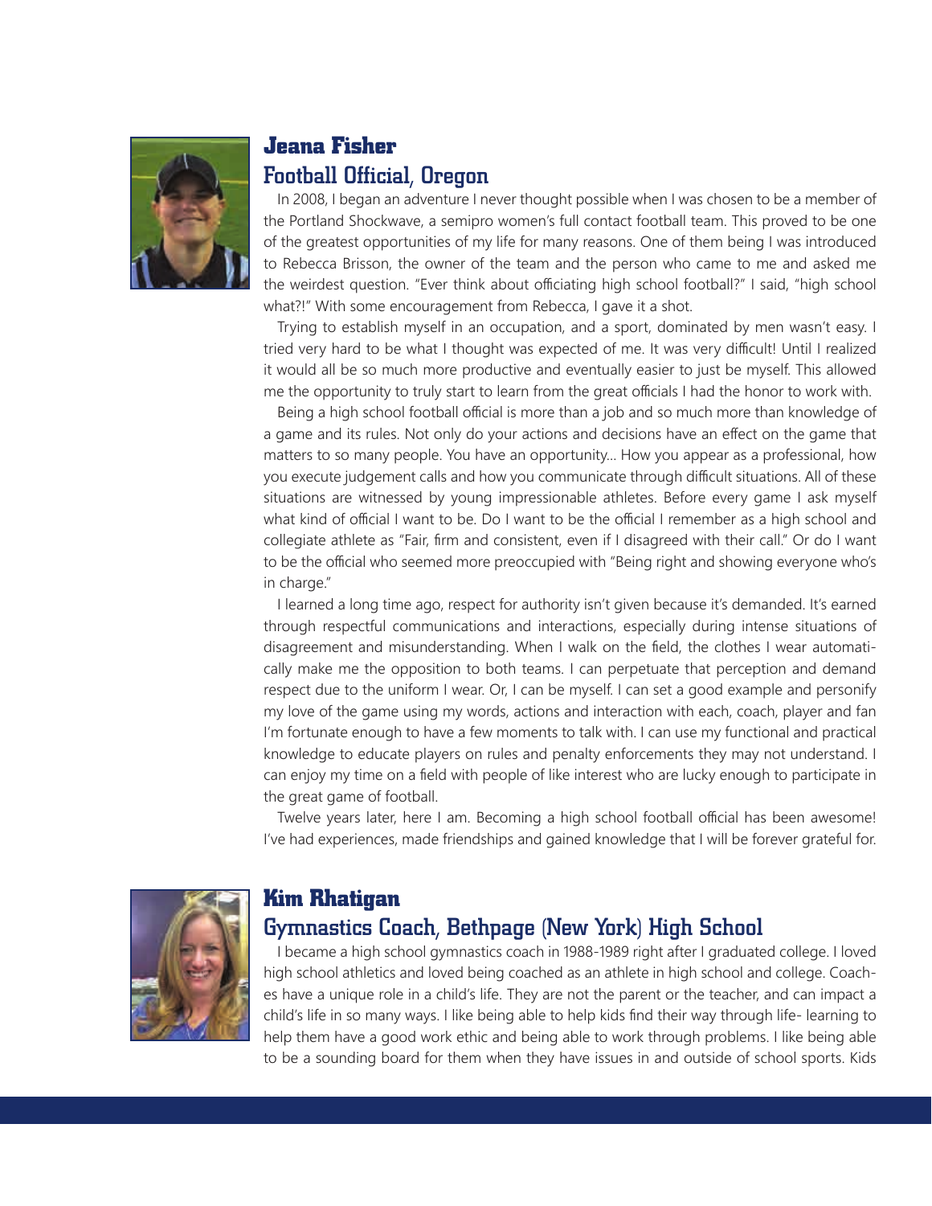## Jeana Fisher

### Football Official, Oregon

In 2008, I began an adventure I never thought possible when I was chosen to be a member of the Portland Shockwave, a semipro women's full contact football team. This proved to be one of the greatest opportunities of my life for many reasons. One of them being I was introduced to Rebecca Brisson, the owner of the team and the person who came to me and asked me the weirdest question. "Ever think about officiating high school football?" I said, "high school what?!" With some encouragement from Rebecca, I gave it a shot.

Trying to establish myself in an occupation, and a sport, dominated by men wasn't easy. I tried very hard to be what I thought was expected of me. It was very difficult! Until I realized it would all be so much more productive and eventually easier to just be myself. This allowed me the opportunity to truly start to learn from the great officials I had the honor to work with.

Being a high school football official is more than a job and so much more than knowledge of a game and its rules. Not only do your actions and decisions have an effect on the game that matters to so many people. You have an opportunity... How you appear as a professional, how you execute judgement calls and how you communicate through difficult situations. All of these situations are witnessed by young impressionable athletes. Before every game I ask myself what kind of official I want to be. Do I want to be the official I remember as a high school and collegiate athlete as "Fair, firm and consistent, even if I disagreed with their call." Or do I want to be the official who seemed more preoccupied with "Being right and showing everyone who's in charge."

I learned a long time ago, respect for authority isn't given because it's demanded. It's earned through respectful communications and interactions, especially during intense situations of disagreement and misunderstanding. When I walk on the field, the clothes I wear automatically make me the opposition to both teams. I can perpetuate that perception and demand respect due to the uniform I wear. Or, I can be myself. I can set a good example and personify my love of the game using my words, actions and interaction with each, coach, player and fan I'm fortunate enough to have a few moments to talk with. I can use my functional and practical knowledge to educate players on rules and penalty enforcements they may not understand. I can enjoy my time on a field with people of like interest who are lucky enough to participate in the great game of football.

Twelve years later, here I am. Becoming a high school football official has been awesome! I've had experiences, made friendships and gained knowledge that I will be forever grateful for.

## Kim Rhatigan

### Gymnastics Coach, Bethpage (New York) High School

I became a high school gymnastics coach in 1988-1989 right after I graduated college. I loved high school athletics and loved being coached as an athlete in high school and college. Coaches have a unique role in a child's life. They are not the parent or the teacher, and can impact a child's life in so many ways. I like being able to help kids find their way through life- learning to help them have a good work ethic and being able to work through problems. I like being able to be a sounding board for them when they have issues in and outside of school sports. Kids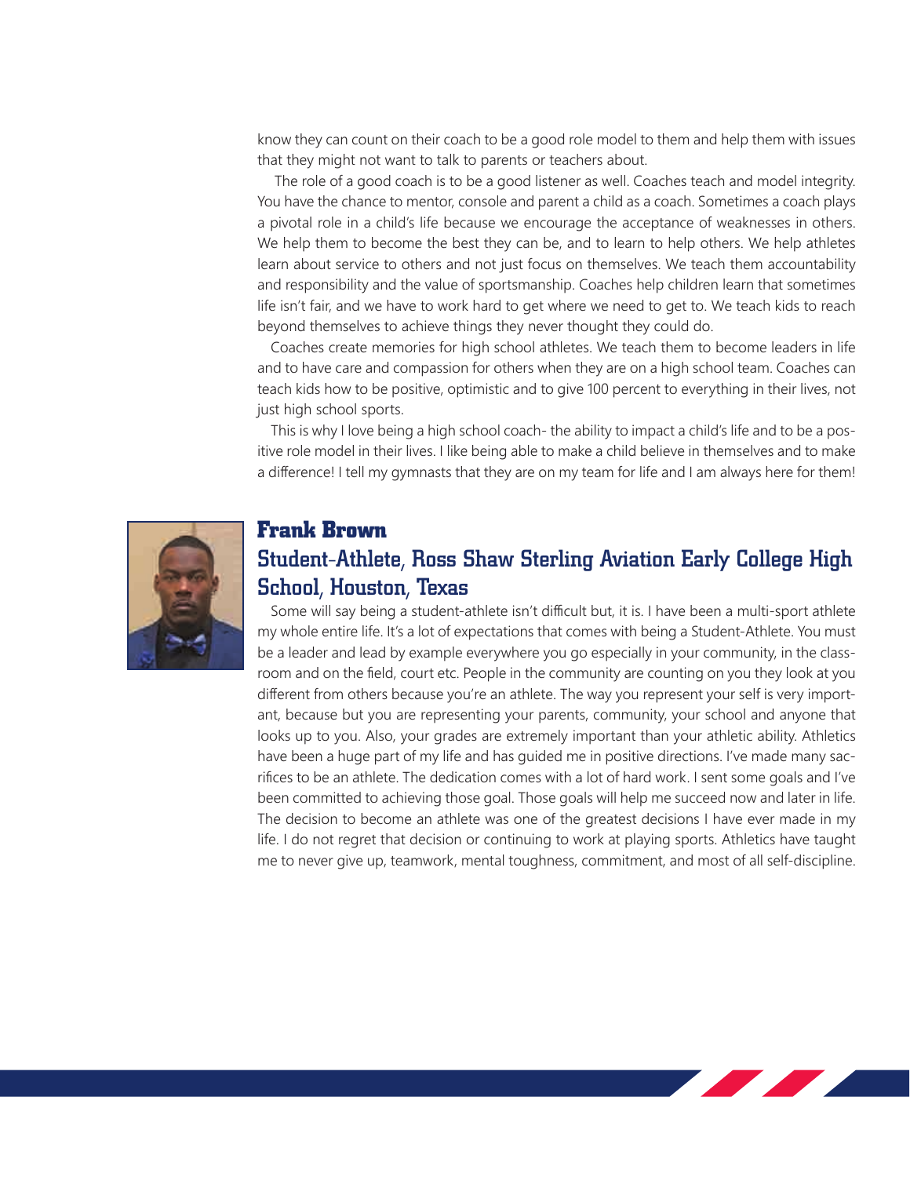know they can count on their coach to be a good role model to them and help them with issues that they might not want to talk to parents or teachers about.

The role of a good coach is to be a good listener as well. Coaches teach and model integrity. You have the chance to mentor, console and parent a child as a coach. Sometimes a coach plays a pivotal role in a child's life because we encourage the acceptance of weaknesses in others. We help them to become the best they can be, and to learn to help others. We help athletes learn about service to others and not just focus on themselves. We teach them accountability and responsibility and the value of sportsmanship. Coaches help children learn that sometimes life isn't fair, and we have to work hard to get where we need to get to. We teach kids to reach beyond themselves to achieve things they never thought they could do.

Coaches create memories for high school athletes. We teach them to become leaders in life and to have care and compassion for others when they are on a high school team. Coaches can teach kids how to be positive, optimistic and to give 100 percent to everything in their lives, not just high school sports.

This is why I love being a high school coach- the ability to impact a child's life and to be a positive role model in their lives. I like being able to make a child believe in themselves and to make a difference! I tell my gymnasts that they are on my team for life and I am always here for them!

## Frank Brown

## Student-Athlete, Ross Shaw Sterling Aviation Early College High School, Houston, Texas

Some will say being a student-athlete isn't difficult but, it is. I have been a multi-sport athlete my whole entire life. It's a lot of expectations that comes with being a Student-Athlete. You must be a leader and lead by example everywhere you go especially in your community, in the classroom and on the field, court etc. People in the community are counting on you they look at you different from others because you're an athlete. The way you represent your self is very important, because but you are representing your parents, community, your school and anyone that looks up to you. Also, your grades are extremely important than your athletic ability. Athletics have been a huge part of my life and has guided me in positive directions. I've made many sacrifices to be an athlete. The dedication comes with a lot of hard work. I sent some goals and I've been committed to achieving those goal. Those goals will help me succeed now and later in life. The decision to become an athlete was one of the greatest decisions I have ever made in my life. I do not regret that decision or continuing to work at playing sports. Athletics have taught me to never give up, teamwork, mental toughness, commitment, and most of all self-discipline.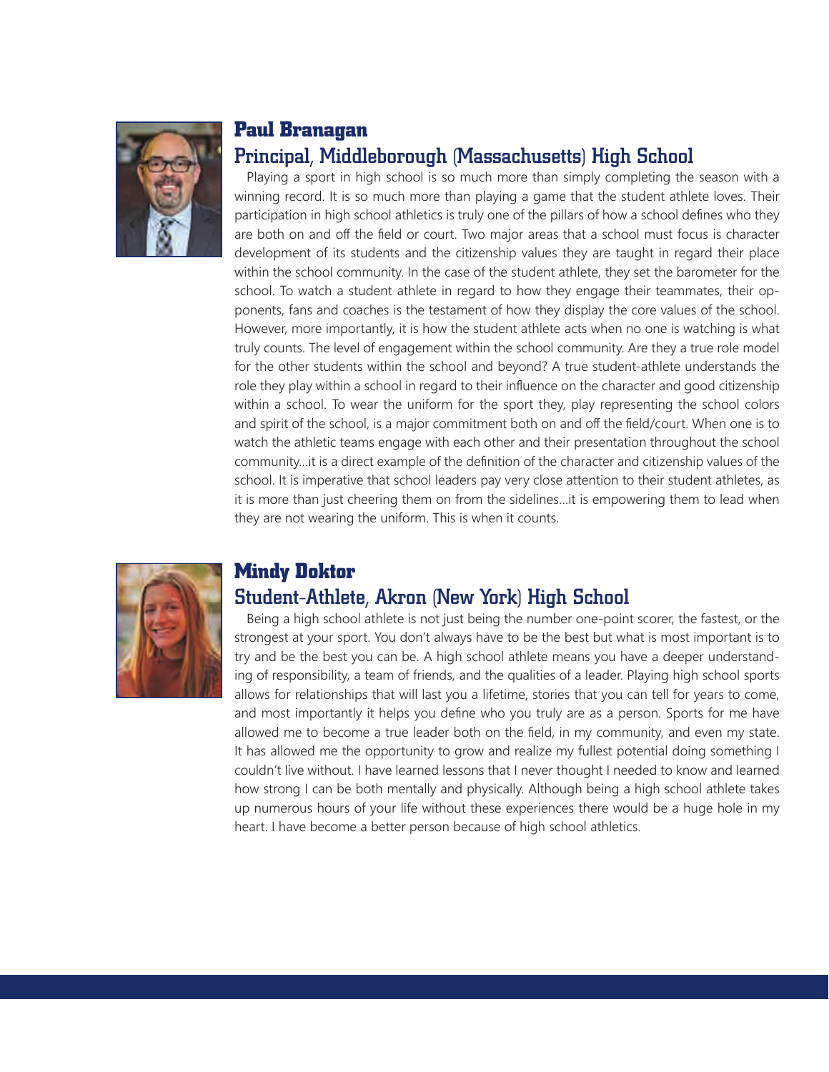## Paul Branagan

### Principal, Middleborough (Massachusetts) High School

Playing a sport in high school is so much more than simply completing the season with a winning record. It is so much more than playing a game that the student athlete loves. Their participation in high school athletics is truly one of the pillars of how a school defines who they are both on and off the field or court. Two major areas that a school must focus is character development of its students and the citizenship values they are taught in regard their place within the school community. In the case of the student athlete, they set the barometer for the school. To watch a student athlete in regard to how they engage their teammates, their opponents, fans and coaches is the testament of how they display the core values of the school. However, more importantly, it is how the student athlete acts when no one is watching is what truly counts. The level of engagement within the school community. Are they a true role model for the other students within the school and beyond? A true student-athlete understands the role they play within a school in regard to their influence on the character and good citizenship within a school. To wear the uniform for the sport they, play representing the school colors and spirit of the school, is a major commitment both on and off the field/court. When one is to watch the athletic teams engage with each other and their presentation throughout the school community...it is a direct example of the definition of the character and citizenship values of the school. It is imperative that school leaders pay very close attention to their student athletes, as it is more than just cheering them on from the sidelines...it is empowering them to lead when they are not wearing the uniform. This is when it counts.

## Mindy Doktor

### Student-Athlete, Akron (New York) High School

Being a high school athlete is not just being the number one-point scorer, the fastest, or the strongest at your sport. You don't always have to be the best but what is most important is to try and be the best you can be. A high school athlete means you have a deeper understanding of responsibility, a team of friends, and the qualities of a leader. Playing high school sports allows for relationships that will last you a lifetime, stories that you can tell for years to come, and most importantly it helps you define who you truly are as a person. Sports for me have allowed me to become a true leader both on the field, in my community, and even my state. It has allowed me the opportunity to grow and realize my fullest potential doing something I couldn't live without. I have learned lessons that I never thought I needed to know and learned how strong I can be both mentally and physically. Although being a high school athlete takes up numerous hours of your life without these experiences there would be a huge hole in my heart. I have become a better person because of high school athletics.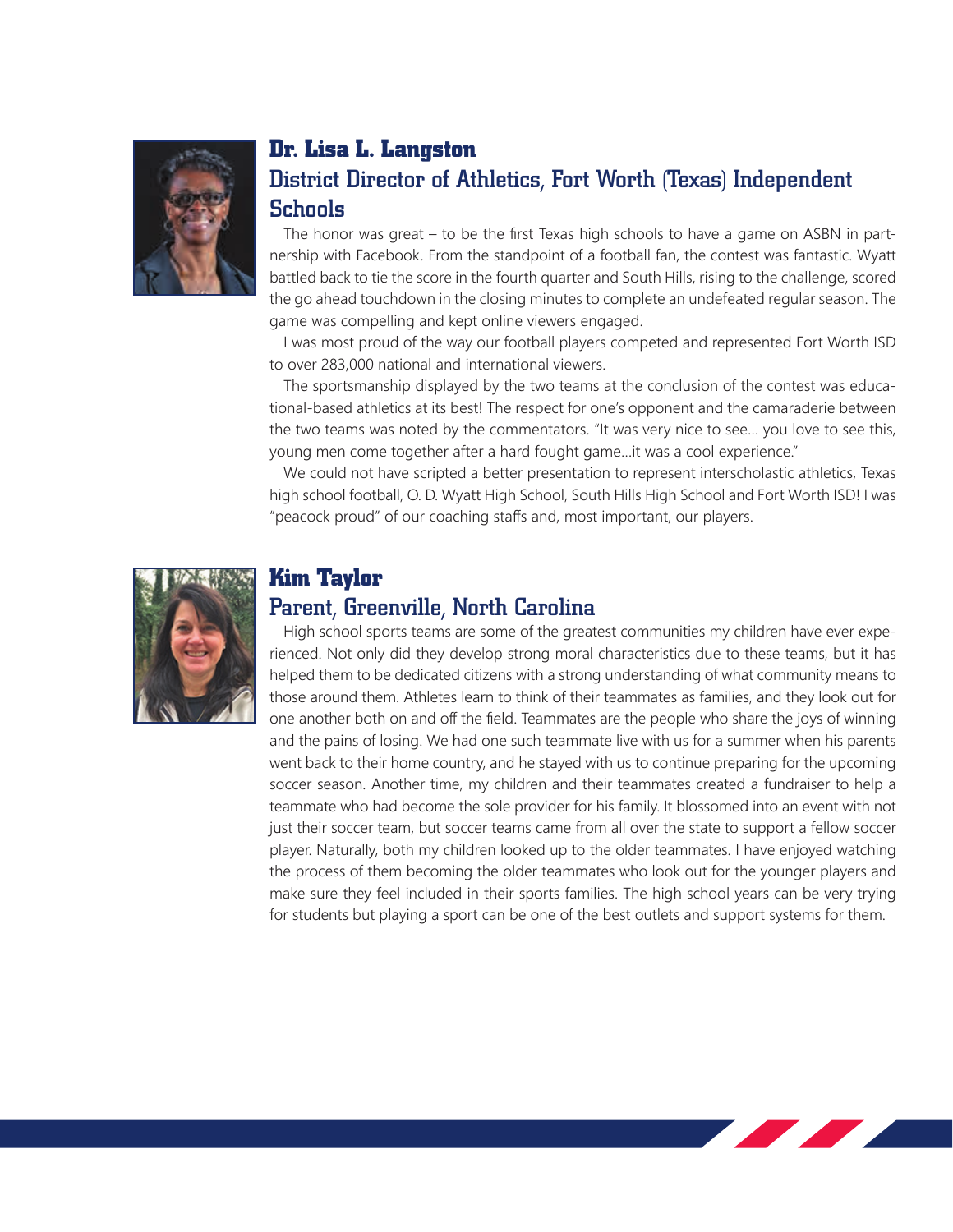## Dr. Lisa L. Langston

### District Director of Athletics, Fort Worth (Texas) Independent Schools

The honor was great – to be the first Texas high schools to have a game on ASBN in partnership with Facebook. From the standpoint of a football fan, the contest was fantastic. Wyatt battled back to tie the score in the fourth quarter and South Hills, rising to the challenge, scored the go ahead touchdown in the closing minutes to complete an undefeated regular season. The game was compelling and kept online viewers engaged.

I was most proud of the way our football players competed and represented Fort Worth ISD to over 283,000 national and international viewers.

The sportsmanship displayed by the two teams at the conclusion of the contest was educational-based athletics at its best! The respect for one's opponent and the camaraderie between the two teams was noted by the commentators. "It was very nice to see... you love to see this, young men come together after a hard fought game...it was a cool experience."

We could not have scripted a better presentation to represent interscholastic athletics, Texas high school football, O. D. Wyatt High School, South Hills High School and Fort Worth ISD! I was "peacock proud" of our coaching staffs and, most important, our players.

## Kim Taylor

### Parent, Greenville, North Carolina

High school sports teams are some of the greatest communities my children have ever experienced. Not only did they develop strong moral characteristics due to these teams, but it has helped them to be dedicated citizens with a strong understanding of what community means to those around them. Athletes learn to think of their teammates as families, and they look out for one another both on and off the field. Teammates are the people who share the joys of winning and the pains of losing. We had one such teammate live with us for a summer when his parents went back to their home country, and he stayed with us to continue preparing for the upcoming soccer season. Another time, my children and their teammates created a fundraiser to help a teammate who had become the sole provider for his family. It blossomed into an event with not just their soccer team, but soccer teams came from all over the state to support a fellow soccer player. Naturally, both my children looked up to the older teammates. I have enjoyed watching the process of them becoming the older teammates who look out for the younger players and make sure they feel included in their sports families. The high school years can be very trying for students but playing a sport can be one of the best outlets and support systems for them.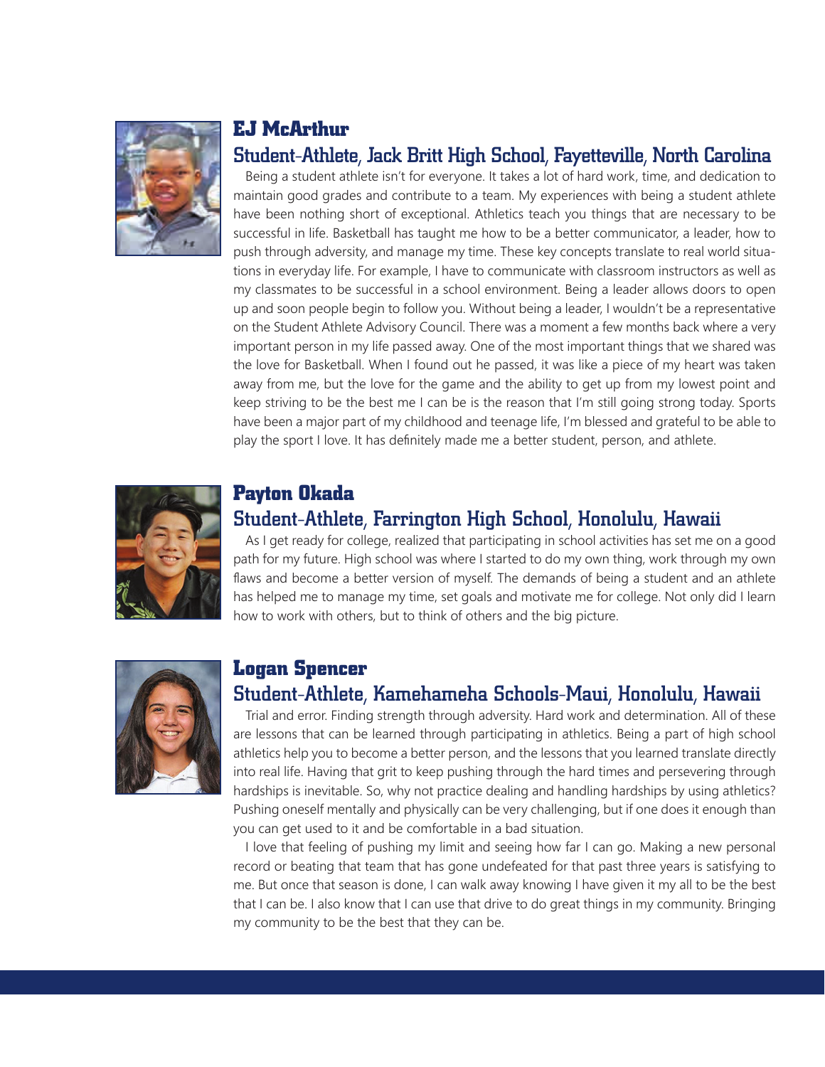## EJ McArthur

### Student-Athlete, Jack Britt High School, Fayetteville, North Carolina

Being a student athlete isn't for everyone. It takes a lot of hard work, time, and dedication to maintain good grades and contribute to a team. My experiences with being a student athlete have been nothing short of exceptional. Athletics teach you things that are necessary to be successful in life. Basketball has taught me how to be a better communicator, a leader, how to push through adversity, and manage my time. These key concepts translate to real world situations in everyday life. For example, I have to communicate with classroom instructors as well as my classmates to be successful in a school environment. Being a leader allows doors to open up and soon people begin to follow you. Without being a leader, I wouldn't be a representative on the Student Athlete Advisory Council. There was a moment a few months back where a very important person in my life passed away. One of the most important things that we shared was the love for Basketball. When I found out he passed, it was like a piece of my heart was taken away from me, but the love for the game and the ability to get up from my lowest point and keep striving to be the best me I can be is the reason that I'm still going strong today. Sports have been a major part of my childhood and teenage life, I'm blessed and grateful to be able to play the sport I love. It has definitely made me a better student, person, and athlete.

## Payton Okada

### Student-Athlete, Farrington High School, Honolulu, Hawaii

As I get ready for college, realized that participating in school activities has set me on a good path for my future. High school was where I started to do my own thing, work through my own flaws and become a better version of myself. The demands of being a student and an athlete has helped me to manage my time, set goals and motivate me for college. Not only did I learn how to work with others, but to think of others and the big picture.

## Logan Spencer

### Student-Athlete, Kamehameha Schools-Maui, Honolulu, Hawaii

Trial and error. Finding strength through adversity. Hard work and determination. All of these are lessons that can be learned through participating in athletics. Being a part of high school athletics help you to become a better person, and the lessons that you learned translate directly into real life. Having that grit to keep pushing through the hard times and persevering through hardships is inevitable. So, why not practice dealing and handling hardships by using athletics? Pushing oneself mentally and physically can be very challenging, but if one does it enough than you can get used to it and be comfortable in a bad situation.

I love that feeling of pushing my limit and seeing how far I can go. Making a new personal record or beating that team that has gone undefeated for that past three years is satisfying to me. But once that season is done, I can walk away knowing I have given it my all to be the best that I can be. I also know that I can use that drive to do great things in my community. Bringing my community to be the best that they can be.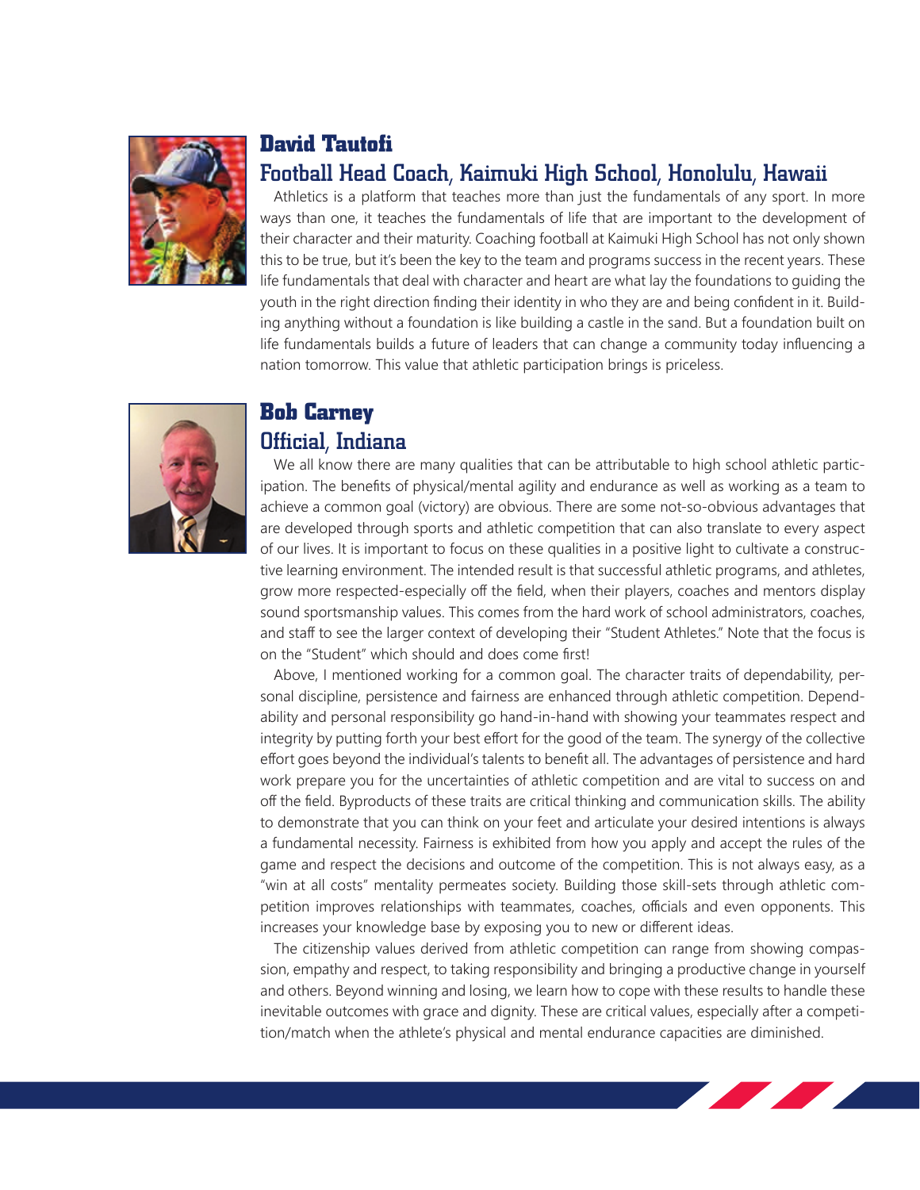## David Tautofi

### Football Head Coach, Kaimuki High School, Honolulu, Hawaii

Athletics is a platform that teaches more than just the fundamentals of any sport. In more ways than one, it teaches the fundamentals of life that are important to the development of their character and their maturity. Coaching football at Kaimuki High School has not only shown this to be true, but it's been the key to the team and programs success in the recent years. These life fundamentals that deal with character and heart are what lay the foundations to guiding the youth in the right direction finding their identity in who they are and being confident in it. Building anything without a foundation is like building a castle in the sand. But a foundation built on life fundamentals builds a future of leaders that can change a community today influencing a nation tomorrow. This value that athletic participation brings is priceless.

## Bob Carney

### Official, Indiana

We all know there are many qualities that can be attributable to high school athletic participation. The benefits of physical/mental agility and endurance as well as working as a team to achieve a common goal (victory) are obvious. There are some not-so-obvious advantages that are developed through sports and athletic competition that can also translate to every aspect of our lives. It is important to focus on these qualities in a positive light to cultivate a constructive learning environment. The intended result is that successful athletic programs, and athletes, grow more respected-especially off the field, when their players, coaches and mentors display sound sportsmanship values. This comes from the hard work of school administrators, coaches, and staff to see the larger context of developing their "Student Athletes." Note that the focus is on the "Student" which should and does come first!

Above, I mentioned working for a common goal. The character traits of dependability, personal discipline, persistence and fairness are enhanced through athletic competition. Dependability and personal responsibility go hand-in-hand with showing your teammates respect and integrity by putting forth your best effort for the good of the team. The synergy of the collective effort goes beyond the individual's talents to benefit all. The advantages of persistence and hard work prepare you for the uncertainties of athletic competition and are vital to success on and off the field. Byproducts of these traits are critical thinking and communication skills. The ability to demonstrate that you can think on your feet and articulate your desired intentions is always a fundamental necessity. Fairness is exhibited from how you apply and accept the rules of the game and respect the decisions and outcome of the competition. This is not always easy, as a "win at all costs" mentality permeates society. Building those skill-sets through athletic competition improves relationships with teammates, coaches, officials and even opponents. This increases your knowledge base by exposing you to new or different ideas.

The citizenship values derived from athletic competition can range from showing compassion, empathy and respect, to taking responsibility and bringing a productive change in yourself and others. Beyond winning and losing, we learn how to cope with these results to handle these inevitable outcomes with grace and dignity. These are critical values, especially after a competition/match when the athlete's physical and mental endurance capacities are diminished.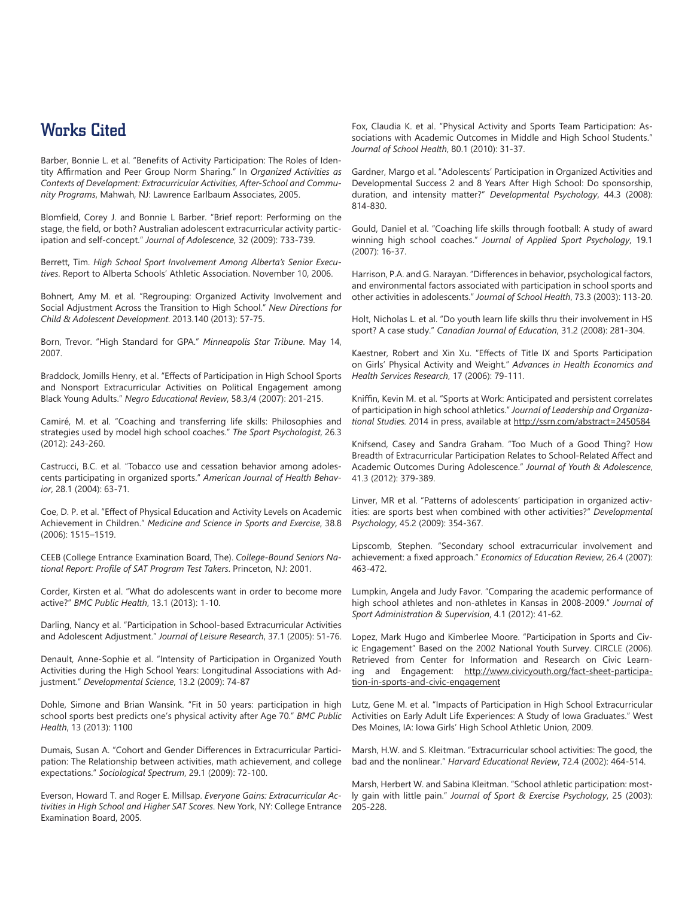## Works Cited

Barber, Bonnie L. et al. "Benefits of Activity Participation: The Roles of Identity Affirmation and Peer Group Norm Sharing." In *Organized Activities as Contexts of Development: Extracurricular Activities, After-School and Community Programs*, Mahwah, NJ: Lawrence Earlbaum Associates, 2005.

Blomfield, Corey J. and Bonnie L Barber. "Brief report: Performing on the stage, the field, or both? Australian adolescent extracurricular activity participation and self-concept." *Journal of Adolescence*, 32 (2009): 733-739.

Berrett, Tim. *High School Sport Involvement Among Alberta's Senior Executives*. Report to Alberta Schools' Athletic Association. November 10, 2006.

Bohnert, Amy M. et al. "Regrouping: Organized Activity Involvement and Social Adjustment Across the Transition to High School." *New Directions for Child & Adolescent Development*. 2013.140 (2013): 57-75.

Born, Trevor. "High Standard for GPA." *Minneapolis Star Tribune*. May 14, 2007.

Braddock, Jomills Henry, et al. "Effects of Participation in High School Sports and Nonsport Extracurricular Activities on Political Engagement among Black Young Adults." *Negro Educational Review*, 58.3/4 (2007): 201-215.

Camiré, M. et al. "Coaching and transferring life skills: Philosophies and strategies used by model high school coaches." *The Sport Psychologist*, 26.3 (2012): 243-260.

Castrucci, B.C. et al. "Tobacco use and cessation behavior among adolescents participating in organized sports." *American Journal of Health Behavior*, 28.1 (2004): 63-71.

Coe, D. P. et al. "Effect of Physical Education and Activity Levels on Academic Achievement in Children." *Medicine and Science in Sports and Exercise*, 38.8 (2006): 1515–1519.

CEEB (College Entrance Examination Board, The). *College-Bound Seniors National Report: Profile of SAT Program Test Takers*. Princeton, NJ: 2001.

Corder, Kirsten et al. "What do adolescents want in order to become more active?" *BMC Public Health*, 13.1 (2013): 1-10.

Darling, Nancy et al. "Participation in School-based Extracurricular Activities and Adolescent Adjustment." *Journal of Leisure Research*, 37.1 (2005): 51-76.

Denault, Anne-Sophie et al. "Intensity of Participation in Organized Youth Activities during the High School Years: Longitudinal Associations with Adjustment." *Developmental Science*, 13.2 (2009): 74-87

Dohle, Simone and Brian Wansink. "Fit in 50 years: participation in high school sports best predicts one's physical activity after Age 70." *BMC Public Health*, 13 (2013): 1100

Dumais, Susan A. "Cohort and Gender Differences in Extracurricular Participation: The Relationship between activities, math achievement, and college expectations." *Sociological Spectrum*, 29.1 (2009): 72-100.

Everson, Howard T. and Roger E. Millsap. *Everyone Gains: Extracurricular Activities in High School and Higher SAT Scores*. New York, NY: College Entrance Examination Board, 2005.

Fox, Claudia K. et al. "Physical Activity and Sports Team Participation: Associations with Academic Outcomes in Middle and High School Students." *Journal of School Health*, 80.1 (2010): 31-37.

Gardner, Margo et al. "Adolescents' Participation in Organized Activities and Developmental Success 2 and 8 Years After High School: Do sponsorship, duration, and intensity matter?" *Developmental Psychology*, 44.3 (2008): 814-830.

Gould, Daniel et al. "Coaching life skills through football: A study of award winning high school coaches." *Journal of Applied Sport Psychology*, 19.1 (2007): 16-37.

Harrison, P.A. and G. Narayan. "Differences in behavior, psychological factors, and environmental factors associated with participation in school sports and other activities in adolescents." *Journal of School Health*, 73.3 (2003): 113-20.

Holt, Nicholas L. et al. "Do youth learn life skills thru their involvement in HS sport? A case study." *Canadian Journal of Education*, 31.2 (2008): 281-304.

Kaestner, Robert and Xin Xu. "Effects of Title IX and Sports Participation on Girls' Physical Activity and Weight." *Advances in Health Economics and Health Services Research*, 17 (2006): 79-111.

Kniffin, Kevin M. et al. "Sports at Work: Anticipated and persistent correlates of participation in high school athletics." *Journal of Leadership and Organizational Studies.* 2014 in press, available at http://ssrn.com/abstract=2450584

Knifsend, Casey and Sandra Graham. "Too Much of a Good Thing? How Breadth of Extracurricular Participation Relates to School-Related Affect and Academic Outcomes During Adolescence." *Journal of Youth & Adolescence*, 41.3 (2012): 379-389.

Linver, MR et al. "Patterns of adolescents' participation in organized activities: are sports best when combined with other activities?" *Developmental Psychology*, 45.2 (2009): 354-367.

Lipscomb, Stephen. "Secondary school extracurricular involvement and achievement: a fixed approach." *Economics of Education Review*, 26.4 (2007): 463-472.

Lumpkin, Angela and Judy Favor. "Comparing the academic performance of high school athletes and non-athletes in Kansas in 2008-2009." *Journal of Sport Administration & Supervision*, 4.1 (2012): 41-62.

Lopez, Mark Hugo and Kimberlee Moore. "Participation in Sports and Civic Engagement" Based on the 2002 National Youth Survey. CIRCLE (2006). Retrieved from Center for Information and Research on Civic Learning and Engagement: http://www.civicyouth.org/fact-sheet-participation-in-sports-and-civic-engagement

Lutz, Gene M. et al. "Impacts of Participation in High School Extracurricular Activities on Early Adult Life Experiences: A Study of Iowa Graduates." West Des Moines, IA: Iowa Girls' High School Athletic Union, 2009.

Marsh, H.W. and S. Kleitman. "Extracurricular school activities: The good, the bad and the nonlinear." *Harvard Educational Review*, 72.4 (2002): 464-514.

Marsh, Herbert W. and Sabina Kleitman. "School athletic participation: mostly gain with little pain." *Journal of Sport & Exercise Psychology*, 25 (2003): 205-228.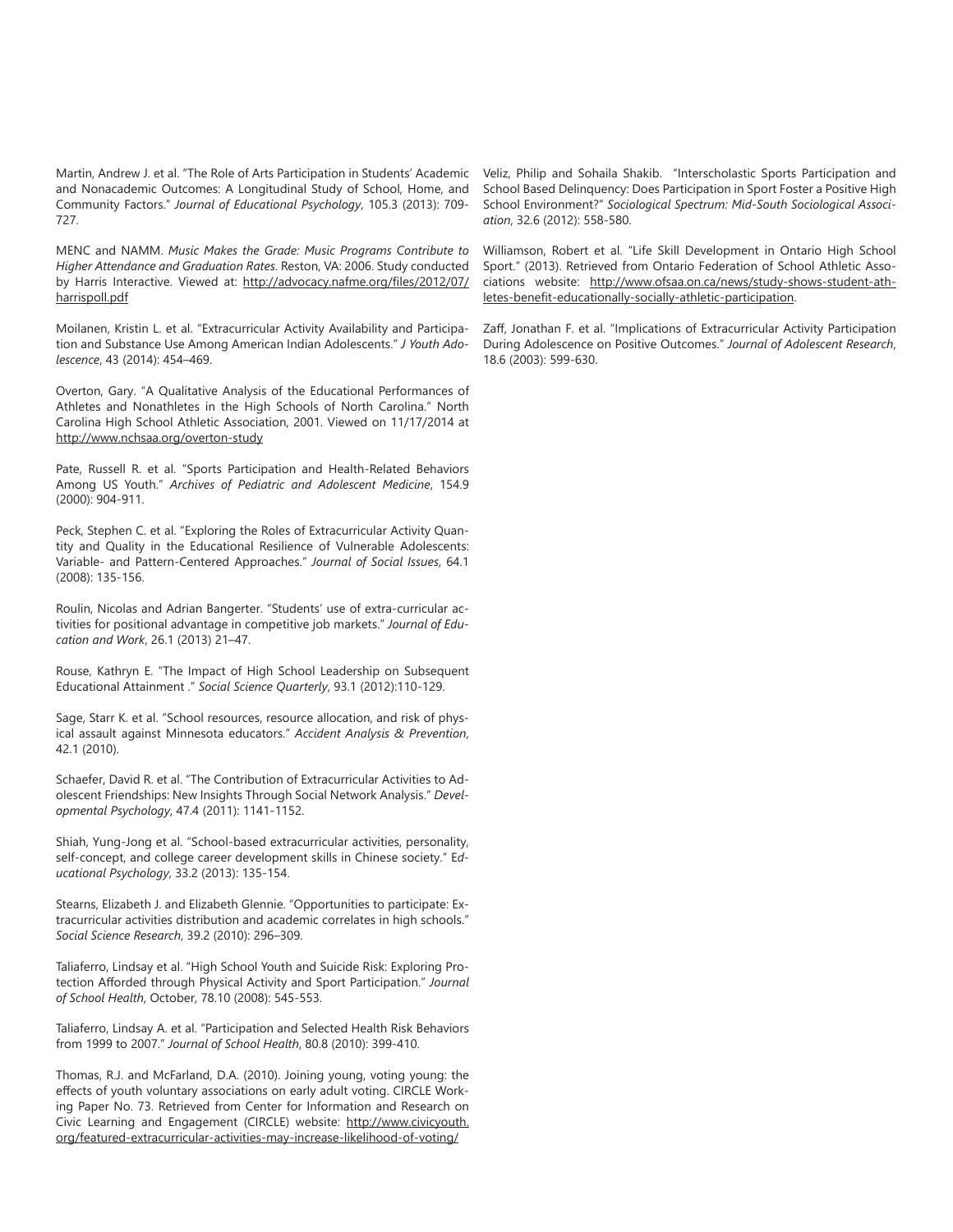Martin, Andrew J. et al. "The Role of Arts Participation in Students' Academic and Nonacademic Outcomes: A Longitudinal Study of School, Home, and Community Factors." *Journal of Educational Psychology*, 105.3 (2013): 709-727.

MENC and NAMM. *Music Makes the Grade: Music Programs Contribute to Higher Attendance and Graduation Rates*. Reston, VA: 2006. Study conducted by Harris Interactive. Viewed at: http://advocacy.nafme.org/files/2012/07/harrispoll.pdf

Moilanen, Kristin L. et al. "Extracurricular Activity Availability and Participation and Substance Use Among American Indian Adolescents." *J Youth Adolescence*, 43 (2014): 454–469.

Overton, Gary. "A Qualitative Analysis of the Educational Performances of Athletes and Nonathletes in the High Schools of North Carolina." North Carolina High School Athletic Association, 2001. Viewed on 11/17/2014 at http://www.nchsaa.org/overton-study

Pate, Russell R. et al. "Sports Participation and Health-Related Behaviors Among US Youth." *Archives of Pediatric and Adolescent Medicine*, 154.9 (2000): 904-911.

Peck, Stephen C. et al. "Exploring the Roles of Extracurricular Activity Quantity and Quality in the Educational Resilience of Vulnerable Adolescents: Variable- and Pattern-Centered Approaches." *Journal of Social Issues*, 64.1 (2008): 135-156.

Roulin, Nicolas and Adrian Bangerter. "Students' use of extra-curricular activities for positional advantage in competitive job markets." *Journal of Education and Work*, 26.1 (2013) 21–47.

Rouse, Kathryn E. "The Impact of High School Leadership on Subsequent Educational Attainment ." *Social Science Quarterly*, 93.1 (2012):110-129.

Sage, Starr K. et al. "School resources, resource allocation, and risk of physical assault against Minnesota educators." *Accident Analysis & Prevention*, 42.1 (2010).

Schaefer, David R. et al. "The Contribution of Extracurricular Activities to Adolescent Friendships: New Insights Through Social Network Analysis." *Developmental Psychology*, 47.4 (2011): 1141-1152.

Shiah, Yung-Jong et al. "School-based extracurricular activities, personality, self-concept, and college career development skills in Chinese society." *Educational Psychology*, 33.2 (2013): 135-154.

Stearns, Elizabeth J. and Elizabeth Glennie. "Opportunities to participate: Extracurricular activities distribution and academic correlates in high schools." *Social Science Research*, 39.2 (2010): 296–309.

Taliaferro, Lindsay et al. "High School Youth and Suicide Risk: Exploring Protection Afforded through Physical Activity and Sport Participation." *Journal of School Health*, October, 78.10 (2008): 545-553.

Taliaferro, Lindsay A. et al. "Participation and Selected Health Risk Behaviors from 1999 to 2007." *Journal of School Health*, 80.8 (2010): 399-410.

Thomas, R.J. and McFarland, D.A. (2010). Joining young, voting young: the effects of youth voluntary associations on early adult voting. CIRCLE Working Paper No. 73. Retrieved from Center for Information and Research on Civic Learning and Engagement (CIRCLE) website: http://www.civicyouth.org/featured-extracurricular-activities-may-increase-likelihood-of-voting/

Veliz, Philip and Sohaila Shakib. "Interscholastic Sports Participation and School Based Delinquency: Does Participation in Sport Foster a Positive High School Environment?" *Sociological Spectrum: Mid-South Sociological Association*, 32.6 (2012): 558-580.

Williamson, Robert et al. "Life Skill Development in Ontario High School Sport." (2013). Retrieved from Ontario Federation of School Athletic Associations website: http://www.ofsaa.on.ca/news/study-shows-student-athletes-benefit-educationally-socially-athletic-participation.

Zaff, Jonathan F. et al. "Implications of Extracurricular Activity Participation During Adolescence on Positive Outcomes." *Journal of Adolescent Research*, 18.6 (2003): 599-630.